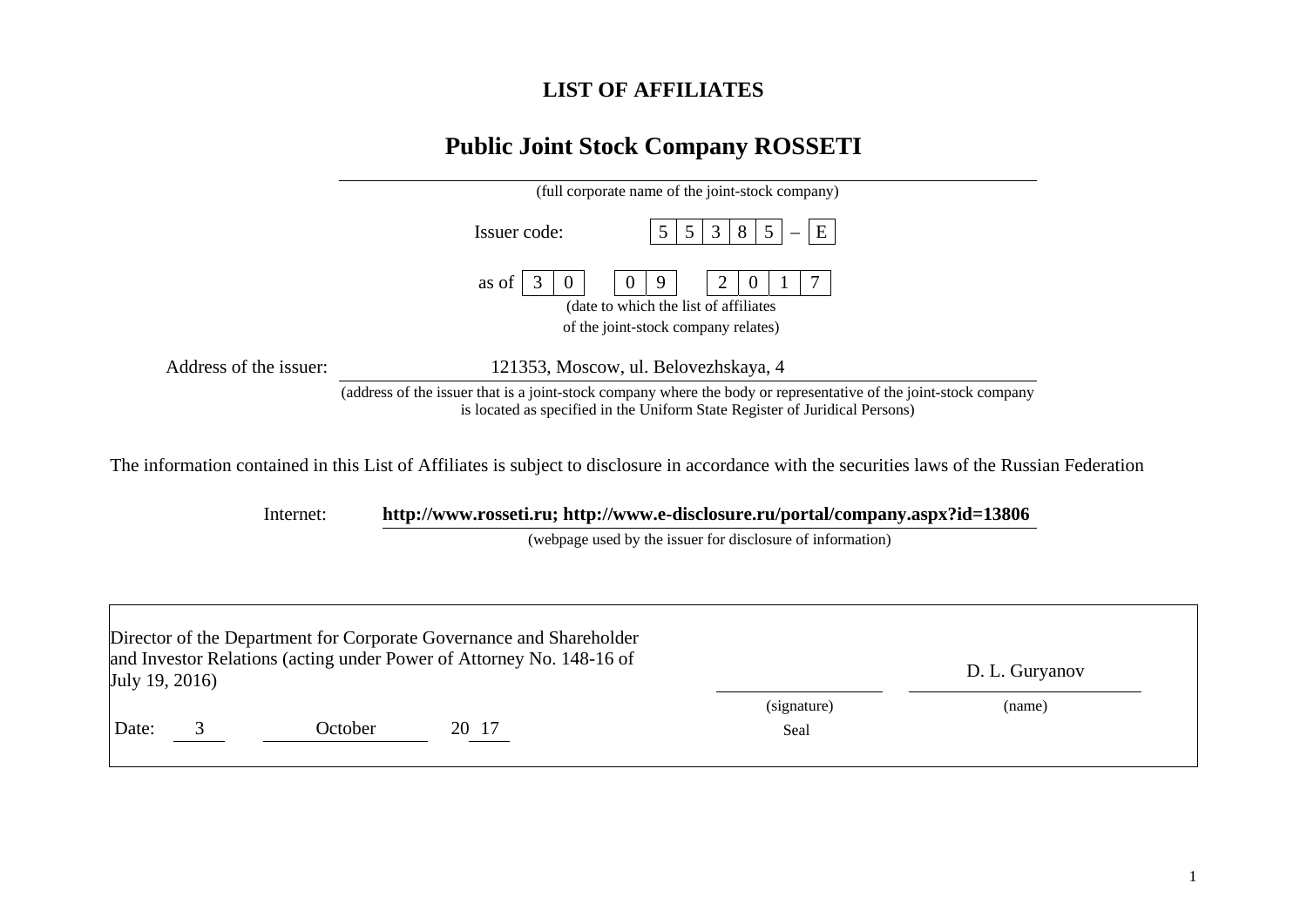# LIST OF AFFILIATES

## Public Joint Stock Company ROSSETI

(full corporate name of the joint-stock company)

Issuer code: 5 5 3 8 5 – E

as of 3 0 0 9 2 0 1 7

(date to which the list of affiliates of the joint-stock company relates)

Address of the issuer: 121353, Moscow, ul. Belovezhskaya, 4

(address of the issuer that is a joint-stock company where the body or representative of the joint-stock company is located as specified in the Uniform State Register of Juridical Persons)

The information contained in this List of Affiliates is subject to disclosure in accordance with the securities laws of the Russian Federation

Internet: **http://www.rosseti.ru; http://www.e-disclosure.ru/portal/company.aspx?id=13806**

(webpage used by the issuer for disclosure of information)

| Director of the Department for Corporate Governance and Shareholder and Investor Relations (acting under Power of Attorney No. 148-16 of July 19, 2016) | | D. L. Guryanov |
|---|---|---|
| | (signature) | (name) |
| Date: 3 October 20 17 | Seal | |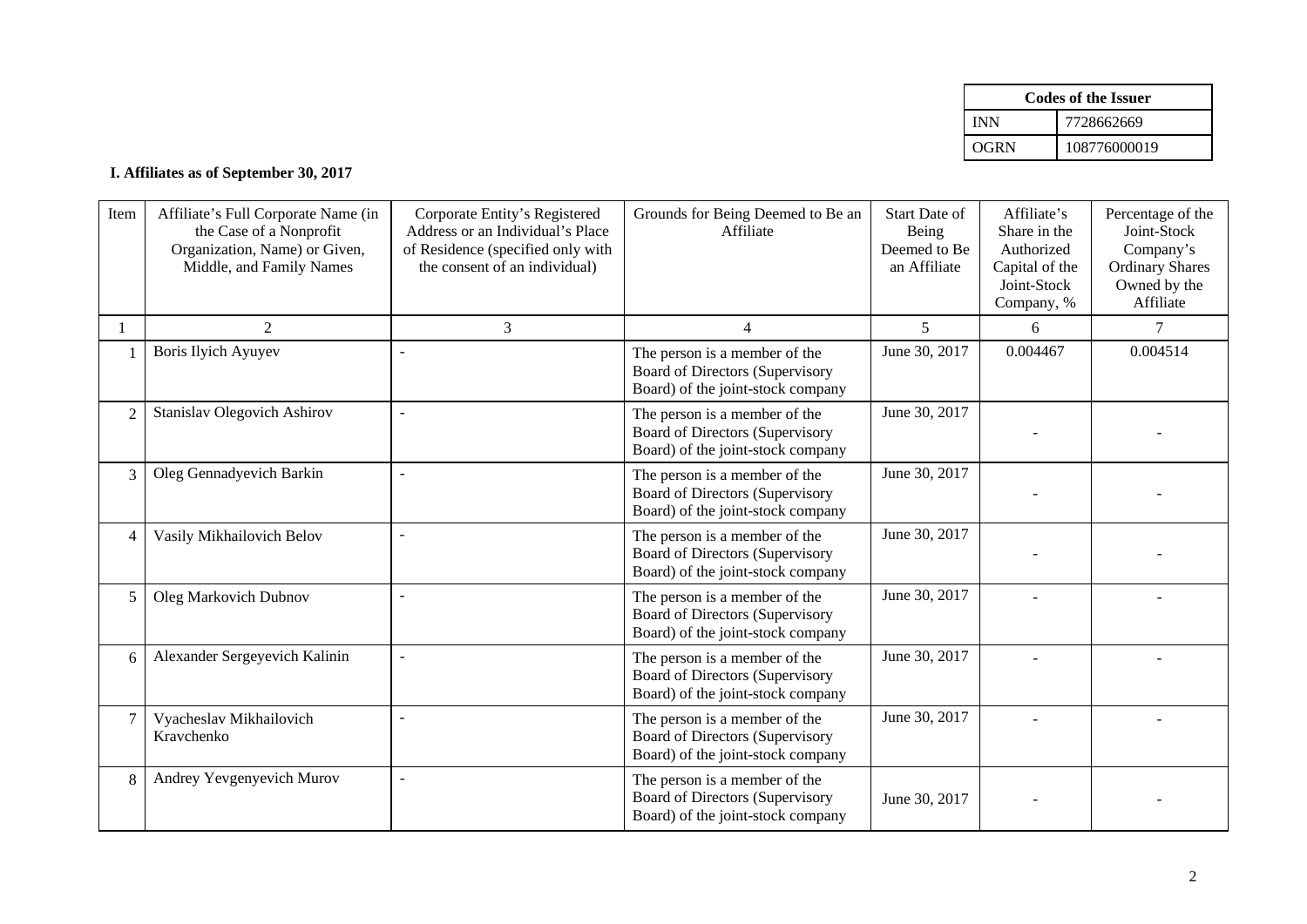| Codes of the Issuer | |
|---|---|
| INN | 7728662669 |
| OGRN | 108776000019 |

**I. Affiliates as of September 30, 2017**

| Item | Affiliate's Full Corporate Name (in the Case of a Nonprofit Organization, Name) or Given, Middle, and Family Names | Corporate Entity's Registered Address or an Individual's Place of Residence (specified only with the consent of an individual) | Grounds for Being Deemed to Be an Affiliate | Start Date of Being Deemed to Be an Affiliate | Affiliate's Share in the Authorized Capital of the Joint-Stock Company, % | Percentage of the Joint-Stock Company's Ordinary Shares Owned by the Affiliate |
|---|---|---|---|---|---|---|
| 1 | 2 | 3 | 4 | 5 | 6 | 7 |
| 1 | Boris Ilyich Ayuyev | - | The person is a member of the Board of Directors (Supervisory Board) of the joint-stock company | June 30, 2017 | 0.004467 | 0.004514 |
| 2 | Stanislav Olegovich Ashirov | - | The person is a member of the Board of Directors (Supervisory Board) of the joint-stock company | June 30, 2017 | - | - |
| 3 | Oleg Gennadyevich Barkin | - | The person is a member of the Board of Directors (Supervisory Board) of the joint-stock company | June 30, 2017 | - | - |
| 4 | Vasily Mikhailovich Belov | - | The person is a member of the Board of Directors (Supervisory Board) of the joint-stock company | June 30, 2017 | - | - |
| 5 | Oleg Markovich Dubnov | - | The person is a member of the Board of Directors (Supervisory Board) of the joint-stock company | June 30, 2017 | - | - |
| 6 | Alexander Sergeyevich Kalinin | - | The person is a member of the Board of Directors (Supervisory Board) of the joint-stock company | June 30, 2017 | - | - |
| 7 | Vyacheslav Mikhailovich Kravchenko | - | The person is a member of the Board of Directors (Supervisory Board) of the joint-stock company | June 30, 2017 | - | - |
| 8 | Andrey Yevgenyevich Murov | - | The person is a member of the Board of Directors (Supervisory Board) of the joint-stock company | June 30, 2017 | - | - |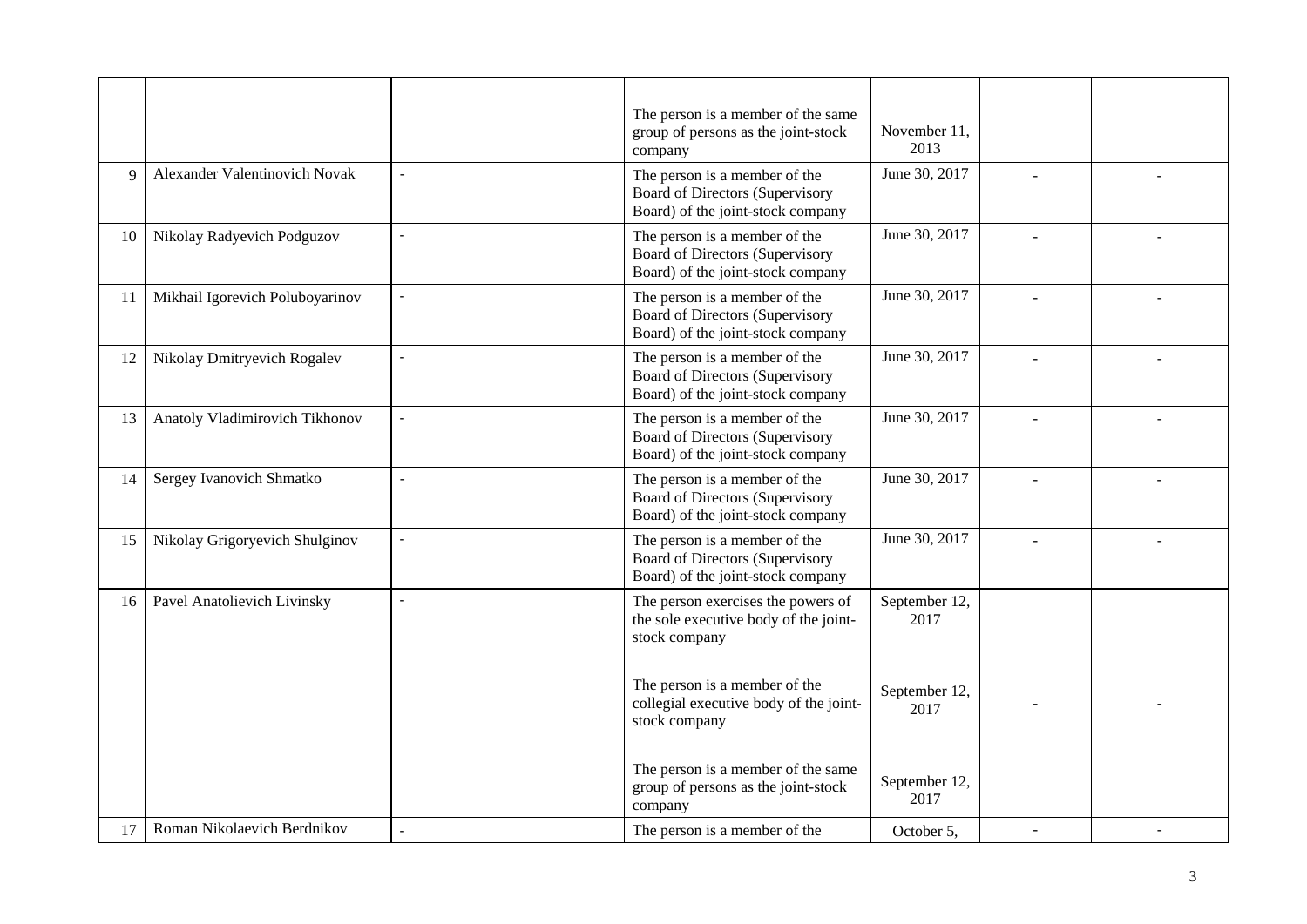|  |  |  | The person is a member of the same group of persons as the joint-stock company | November 11, 2013 |  |  |
|---|---|---|---|---|---|---|
| 9 | Alexander Valentinovich Novak | - | The person is a member of the Board of Directors (Supervisory Board) of the joint-stock company | June 30, 2017 | - | - |
| 10 | Nikolay Radyevich Podguzov | - | The person is a member of the Board of Directors (Supervisory Board) of the joint-stock company | June 30, 2017 | - | - |
| 11 | Mikhail Igorevich Poluboyarinov | - | The person is a member of the Board of Directors (Supervisory Board) of the joint-stock company | June 30, 2017 | - | - |
| 12 | Nikolay Dmitryevich Rogalev | - | The person is a member of the Board of Directors (Supervisory Board) of the joint-stock company | June 30, 2017 | - | - |
| 13 | Anatoly Vladimirovich Tikhonov | - | The person is a member of the Board of Directors (Supervisory Board) of the joint-stock company | June 30, 2017 | - | - |
| 14 | Sergey Ivanovich Shmatko | - | The person is a member of the Board of Directors (Supervisory Board) of the joint-stock company | June 30, 2017 | - | - |
| 15 | Nikolay Grigoryevich Shulginov | - | The person is a member of the Board of Directors (Supervisory Board) of the joint-stock company | June 30, 2017 | - | - |
| 16 | Pavel Anatolievich Livinsky | - | The person exercises the powers of the sole executive body of the joint-stock company | September 12, 2017 | - | - |
|  |  |  | The person is a member of the collegial executive body of the joint-stock company | September 12, 2017 |  |  |
|  |  |  | The person is a member of the same group of persons as the joint-stock company | September 12, 2017 |  |  |
| 17 | Roman Nikolaevich Berdnikov | - | The person is a member of the | October 5, | - | - |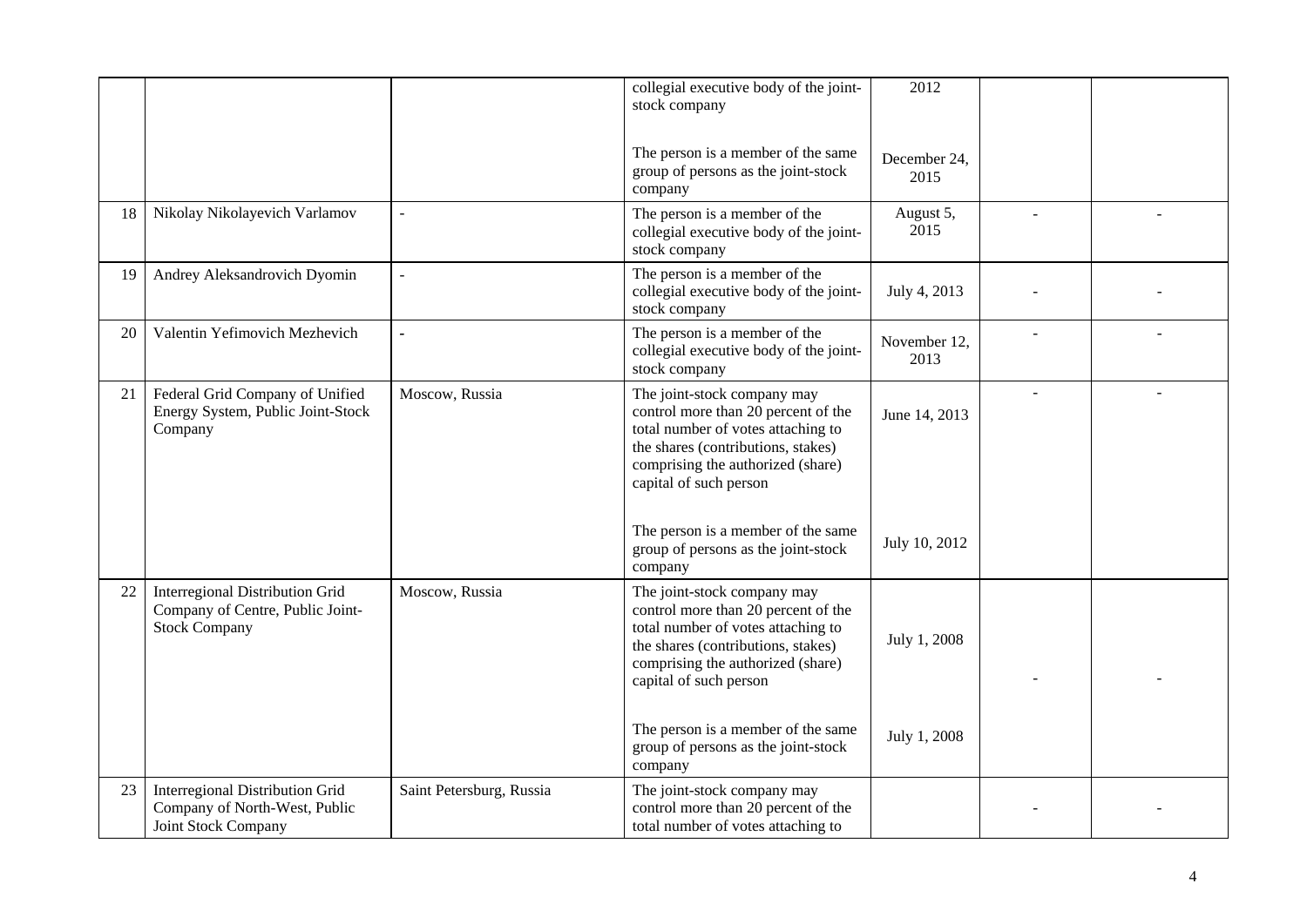|  |  |  | collegial executive body of the joint-stock company | 2012 |  |  |
|---|---|---|---|---|---|---|
|  |  |  | The person is a member of the same group of persons as the joint-stock company | December 24, 2015 |  |  |
| 18 | Nikolay Nikolayevich Varlamov | - | The person is a member of the collegial executive body of the joint-stock company | August 5, 2015 | - | - |
| 19 | Andrey Aleksandrovich Dyomin | - | The person is a member of the collegial executive body of the joint-stock company | July 4, 2013 | - | - |
| 20 | Valentin Yefimovich Mezhevich | - | The person is a member of the collegial executive body of the joint-stock company | November 12, 2013 | - | - |
| 21 | Federal Grid Company of Unified Energy System, Public Joint-Stock Company | Moscow, Russia | The joint-stock company may control more than 20 percent of the total number of votes attaching to the shares (contributions, stakes) comprising the authorized (share) capital of such person | June 14, 2013 | - | - |
|  |  |  | The person is a member of the same group of persons as the joint-stock company | July 10, 2012 |  |  |
| 22 | Interregional Distribution Grid Company of Centre, Public Joint-Stock Company | Moscow, Russia | The joint-stock company may control more than 20 percent of the total number of votes attaching to the shares (contributions, stakes) comprising the authorized (share) capital of such person | July 1, 2008 | - | - |
|  |  |  | The person is a member of the same group of persons as the joint-stock company | July 1, 2008 |  |  |
| 23 | Interregional Distribution Grid Company of North-West, Public Joint Stock Company | Saint Petersburg, Russia | The joint-stock company may control more than 20 percent of the total number of votes attaching to |  | - | - |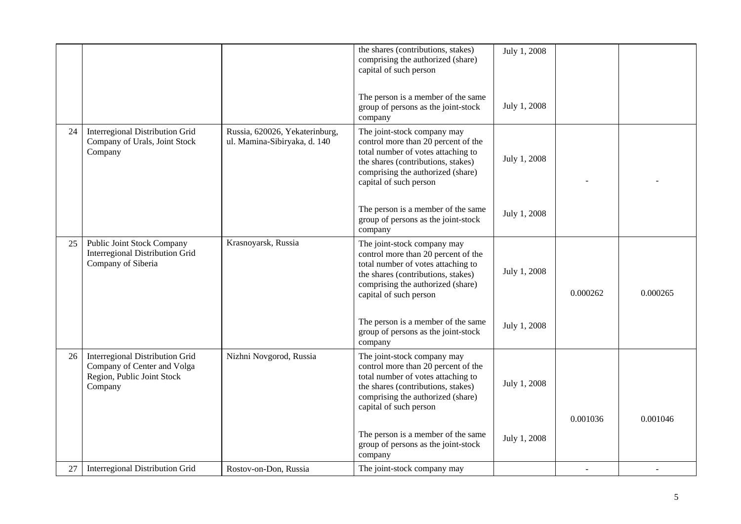| | | | the shares (contributions, stakes) comprising the authorized (share) capital of such person | July 1, 2008 | | |
|---|---|---|---|---|---|---|
| | | | The person is a member of the same group of persons as the joint-stock company | July 1, 2008 | | |
| 24 | Interregional Distribution Grid Company of Urals, Joint Stock Company | Russia, 620026, Yekaterinburg, ul. Mamina-Sibiryaka, d. 140 | The joint-stock company may control more than 20 percent of the total number of votes attaching to the shares (contributions, stakes) comprising the authorized (share) capital of such person | July 1, 2008 | - | - |
| | | | The person is a member of the same group of persons as the joint-stock company | July 1, 2008 | | |
| 25 | Public Joint Stock Company Interregional Distribution Grid Company of Siberia | Krasnoyarsk, Russia | The joint-stock company may control more than 20 percent of the total number of votes attaching to the shares (contributions, stakes) comprising the authorized (share) capital of such person | July 1, 2008 | 0.000262 | 0.000265 |
| | | | The person is a member of the same group of persons as the joint-stock company | July 1, 2008 | | |
| 26 | Interregional Distribution Grid Company of Center and Volga Region, Public Joint Stock Company | Nizhni Novgorod, Russia | The joint-stock company may control more than 20 percent of the total number of votes attaching to the shares (contributions, stakes) comprising the authorized (share) capital of such person | July 1, 2008 | 0.001036 | 0.001046 |
| | | | The person is a member of the same group of persons as the joint-stock company | July 1, 2008 | | |
| 27 | Interregional Distribution Grid | Rostov-on-Don, Russia | The joint-stock company may | | - | - |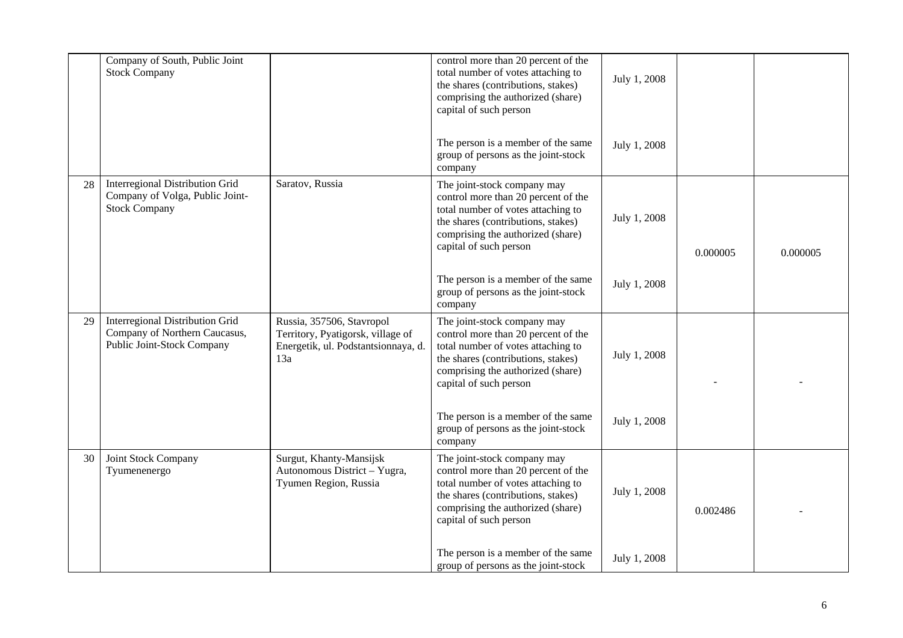| | | | | | | |
|---|---|---|---|---|---|---|
| | Company of South, Public Joint Stock Company | | control more than 20 percent of the total number of votes attaching to the shares (contributions, stakes) comprising the authorized (share) capital of such person | July 1, 2008 | | |
| | | | The person is a member of the same group of persons as the joint-stock company | July 1, 2008 | | |
| 28 | Interregional Distribution Grid Company of Volga, Public Joint-Stock Company | Saratov, Russia | The joint-stock company may control more than 20 percent of the total number of votes attaching to the shares (contributions, stakes) comprising the authorized (share) capital of such person | July 1, 2008 | 0.000005 | 0.000005 |
| | | | The person is a member of the same group of persons as the joint-stock company | July 1, 2008 | | |
| 29 | Interregional Distribution Grid Company of Northern Caucasus, Public Joint-Stock Company | Russia, 357506, Stavropol Territory, Pyatigorsk, village of Energetik, ul. Podstantsionnaya, d. 13a | The joint-stock company may control more than 20 percent of the total number of votes attaching to the shares (contributions, stakes) comprising the authorized (share) capital of such person | July 1, 2008 | - | - |
| | | | The person is a member of the same group of persons as the joint-stock company | July 1, 2008 | | |
| 30 | Joint Stock Company Tyumenenergo | Surgut, Khanty-Mansijsk Autonomous District – Yugra, Tyumen Region, Russia | The joint-stock company may control more than 20 percent of the total number of votes attaching to the shares (contributions, stakes) comprising the authorized (share) capital of such person | July 1, 2008 | 0.002486 | - |
| | | | The person is a member of the same group of persons as the joint-stock | July 1, 2008 | | |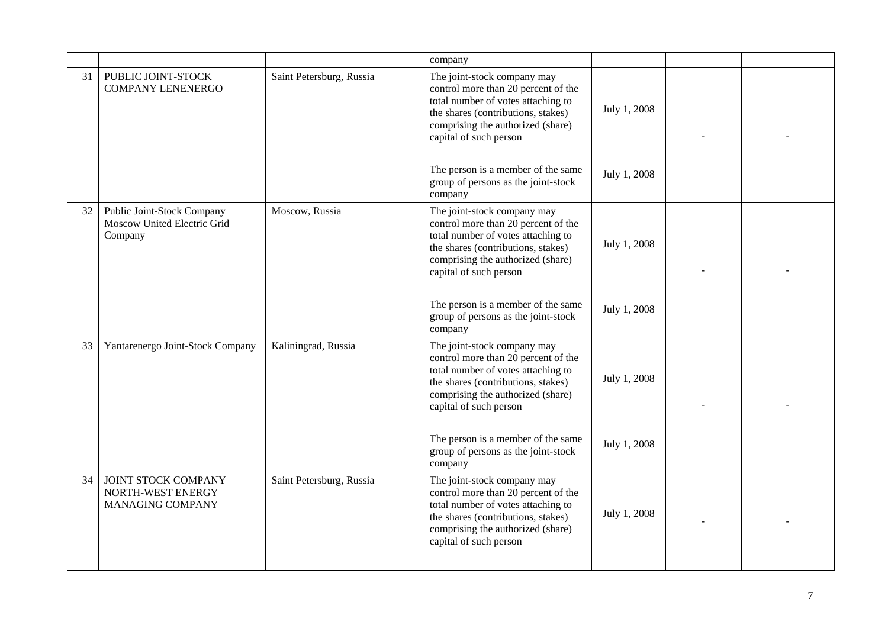| | | | company | | | |
|---|---|---|---|---|---|---|
| 31 | PUBLIC JOINT-STOCK COMPANY LENENERGO | Saint Petersburg, Russia | The joint-stock company may control more than 20 percent of the total number of votes attaching to the shares (contributions, stakes) comprising the authorized (share) capital of such person | July 1, 2008 | - | - |
| | | | The person is a member of the same group of persons as the joint-stock company | July 1, 2008 | | |
| 32 | Public Joint-Stock Company Moscow United Electric Grid Company | Moscow, Russia | The joint-stock company may control more than 20 percent of the total number of votes attaching to the shares (contributions, stakes) comprising the authorized (share) capital of such person | July 1, 2008 | - | - |
| | | | The person is a member of the same group of persons as the joint-stock company | July 1, 2008 | | |
| 33 | Yantarenergo Joint-Stock Company | Kaliningrad, Russia | The joint-stock company may control more than 20 percent of the total number of votes attaching to the shares (contributions, stakes) comprising the authorized (share) capital of such person | July 1, 2008 | - | - |
| | | | The person is a member of the same group of persons as the joint-stock company | July 1, 2008 | | |
| 34 | JOINT STOCK COMPANY NORTH-WEST ENERGY MANAGING COMPANY | Saint Petersburg, Russia | The joint-stock company may control more than 20 percent of the total number of votes attaching to the shares (contributions, stakes) comprising the authorized (share) capital of such person | July 1, 2008 | - | - |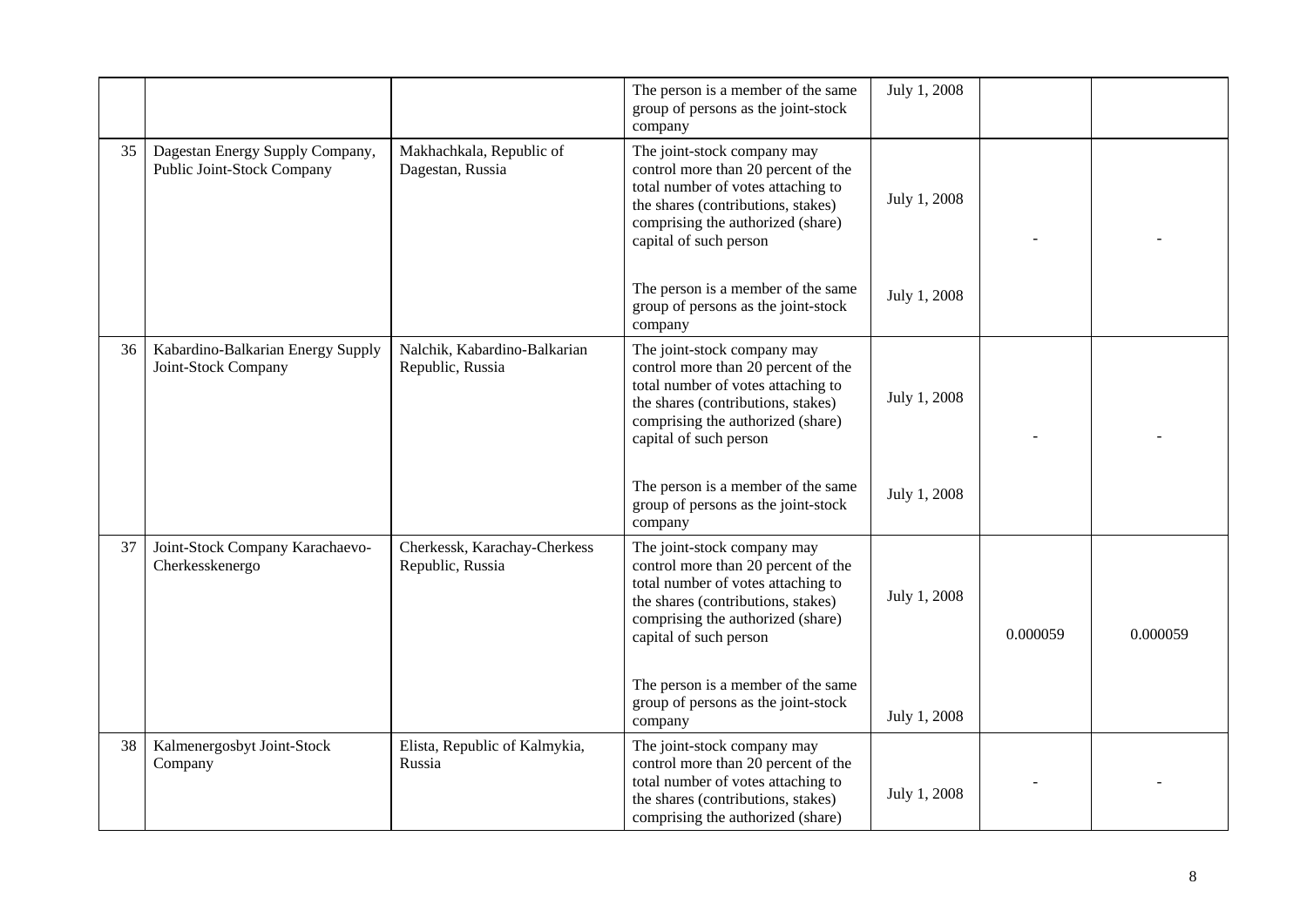| | | | | | | |
|---|---|---|---|---|---|---|
| | | | The person is a member of the same group of persons as the joint-stock company | July 1, 2008 | | |
| 35 | Dagestan Energy Supply Company, Public Joint-Stock Company | Makhachkala, Republic of Dagestan, Russia | The joint-stock company may control more than 20 percent of the total number of votes attaching to the shares (contributions, stakes) comprising the authorized (share) capital of such person<br><br>The person is a member of the same group of persons as the joint-stock company | July 1, 2008<br><br>July 1, 2008 | - | - |
| 36 | Kabardino-Balkarian Energy Supply Joint-Stock Company | Nalchik, Kabardino-Balkarian Republic, Russia | The joint-stock company may control more than 20 percent of the total number of votes attaching to the shares (contributions, stakes) comprising the authorized (share) capital of such person<br><br>The person is a member of the same group of persons as the joint-stock company | July 1, 2008<br><br>July 1, 2008 | - | - |
| 37 | Joint-Stock Company Karachaevo-Cherkesskenergo | Cherkessk, Karachay-Cherkess Republic, Russia | The joint-stock company may control more than 20 percent of the total number of votes attaching to the shares (contributions, stakes) comprising the authorized (share) capital of such person<br><br>The person is a member of the same group of persons as the joint-stock company | July 1, 2008<br><br>July 1, 2008 | 0.000059 | 0.000059 |
| 38 | Kalmenergosbyt Joint-Stock Company | Elista, Republic of Kalmykia, Russia | The joint-stock company may control more than 20 percent of the total number of votes attaching to the shares (contributions, stakes) comprising the authorized (share) | July 1, 2008 | - | - |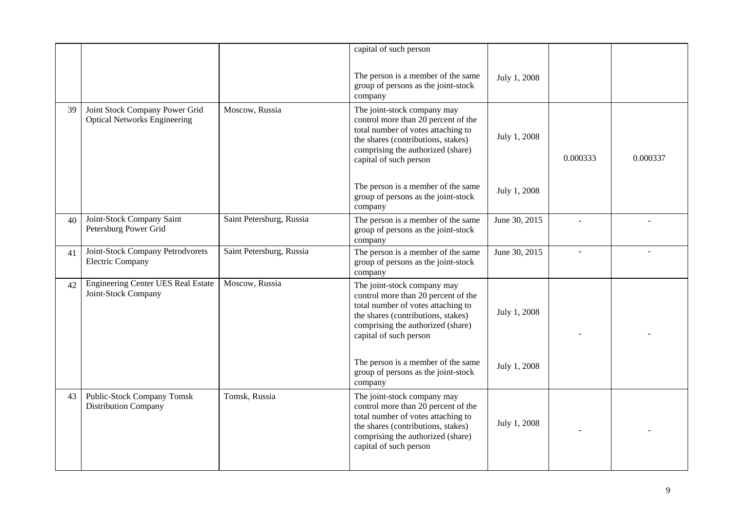| | | | | | | |
|---|---|---|---|---|---|---|
| | | | capital of such person<br><br>The person is a member of the same group of persons as the joint-stock company | <br><br>July 1, 2008 | | |
| 39 | Joint Stock Company Power Grid Optical Networks Engineering | Moscow, Russia | The joint-stock company may control more than 20 percent of the total number of votes attaching to the shares (contributions, stakes) comprising the authorized (share) capital of such person<br><br>The person is a member of the same group of persons as the joint-stock company | July 1, 2008<br><br>July 1, 2008 | 0.000333 | 0.000337 |
| 40 | Joint-Stock Company Saint Petersburg Power Grid | Saint Petersburg, Russia | The person is a member of the same group of persons as the joint-stock company | June 30, 2015 | - | - |
| 41 | Joint-Stock Company Petrodvorets Electric Company | Saint Petersburg, Russia | The person is a member of the same group of persons as the joint-stock company | June 30, 2015 | - | - |
| 42 | Engineering Center UES Real Estate Joint-Stock Company | Moscow, Russia | The joint-stock company may control more than 20 percent of the total number of votes attaching to the shares (contributions, stakes) comprising the authorized (share) capital of such person<br><br>The person is a member of the same group of persons as the joint-stock company | July 1, 2008<br><br>July 1, 2008 | - | - |
| 43 | Public-Stock Company Tomsk Distribution Company | Tomsk, Russia | The joint-stock company may control more than 20 percent of the total number of votes attaching to the shares (contributions, stakes) comprising the authorized (share) capital of such person | July 1, 2008 | - | - |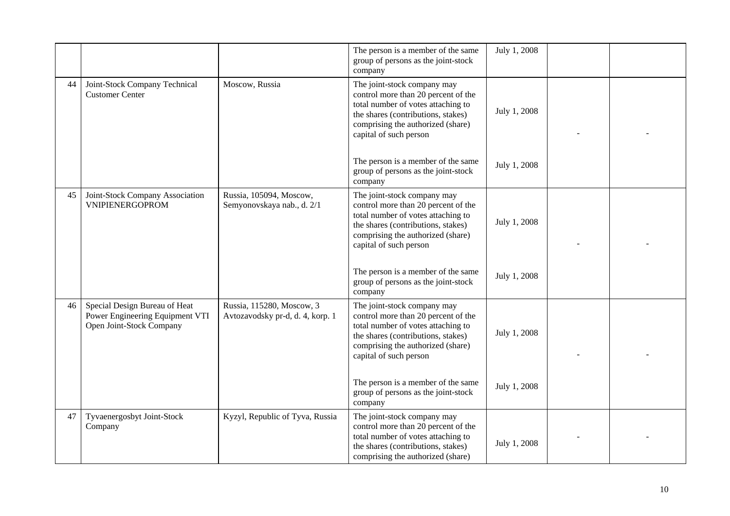| | | | | | | |
|---|---|---|---|---|---|---|
| | | | The person is a member of the same group of persons as the joint-stock company | July 1, 2008 | | |
| 44 | Joint-Stock Company Technical Customer Center | Moscow, Russia | The joint-stock company may control more than 20 percent of the total number of votes attaching to the shares (contributions, stakes) comprising the authorized (share) capital of such person | July 1, 2008 | - | - |
| | | | The person is a member of the same group of persons as the joint-stock company | July 1, 2008 | | |
| 45 | Joint-Stock Company Association VNIPIENERGOPROM | Russia, 105094, Moscow, Semyonovskaya nab., d. 2/1 | The joint-stock company may control more than 20 percent of the total number of votes attaching to the shares (contributions, stakes) comprising the authorized (share) capital of such person | July 1, 2008 | - | - |
| | | | The person is a member of the same group of persons as the joint-stock company | July 1, 2008 | | |
| 46 | Special Design Bureau of Heat Power Engineering Equipment VTI Open Joint-Stock Company | Russia, 115280, Moscow, 3 Avtozavodsky pr-d, d. 4, korp. 1 | The joint-stock company may control more than 20 percent of the total number of votes attaching to the shares (contributions, stakes) comprising the authorized (share) capital of such person | July 1, 2008 | - | - |
| | | | The person is a member of the same group of persons as the joint-stock company | July 1, 2008 | | |
| 47 | Tyvaenergosbyt Joint-Stock Company | Kyzyl, Republic of Tyva, Russia | The joint-stock company may control more than 20 percent of the total number of votes attaching to the shares (contributions, stakes) comprising the authorized (share) | July 1, 2008 | - | - |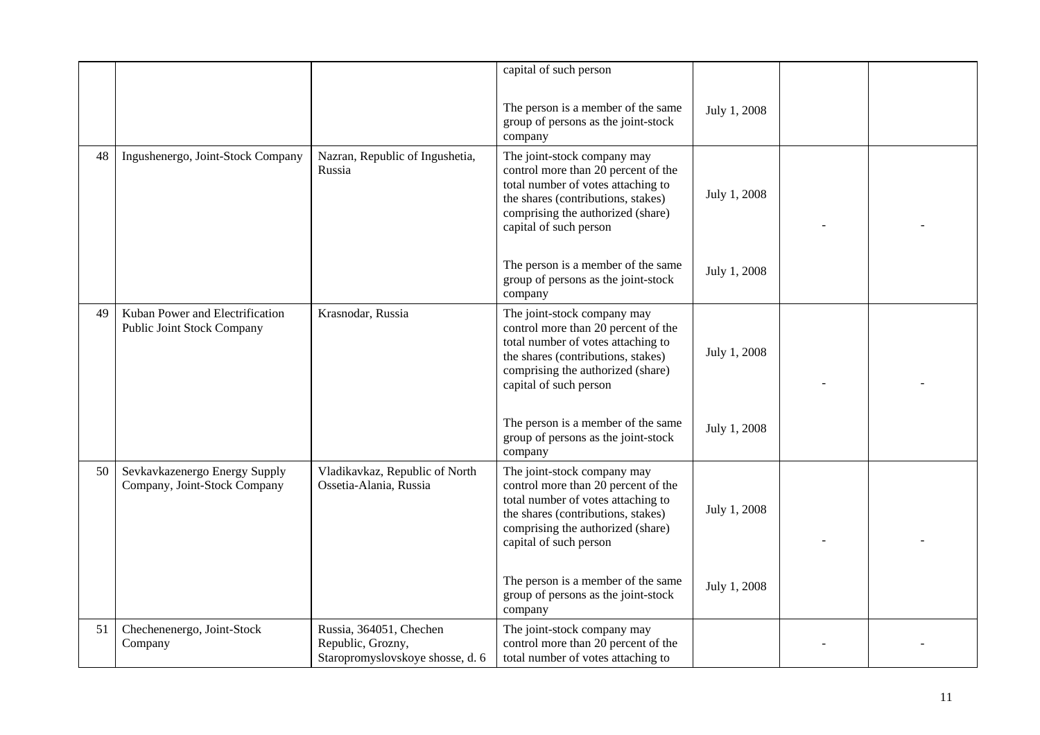|  |  |  | capital of such person<br><br>The person is a member of the same group of persons as the joint-stock company | <br><br>July 1, 2008 |  |  |
|---|---|---|---|---|---|---|
| 48 | Ingushenergo, Joint-Stock Company | Nazran, Republic of Ingushetia, Russia | The joint-stock company may control more than 20 percent of the total number of votes attaching to the shares (contributions, stakes) comprising the authorized (share) capital of such person<br><br>The person is a member of the same group of persons as the joint-stock company | July 1, 2008<br><br>July 1, 2008 | - | - |
| 49 | Kuban Power and Electrification Public Joint Stock Company | Krasnodar, Russia | The joint-stock company may control more than 20 percent of the total number of votes attaching to the shares (contributions, stakes) comprising the authorized (share) capital of such person<br><br>The person is a member of the same group of persons as the joint-stock company | July 1, 2008<br><br>July 1, 2008 | - | - |
| 50 | Sevkavkazenergo Energy Supply Company, Joint-Stock Company | Vladikavkaz, Republic of North Ossetia-Alania, Russia | The joint-stock company may control more than 20 percent of the total number of votes attaching to the shares (contributions, stakes) comprising the authorized (share) capital of such person<br><br>The person is a member of the same group of persons as the joint-stock company | July 1, 2008<br><br>July 1, 2008 | - | - |
| 51 | Chechenenergo, Joint-Stock Company | Russia, 364051, Chechen Republic, Grozny, Staropromyslovskoye shosse, d. 6 | The joint-stock company may control more than 20 percent of the total number of votes attaching to |  | - | - |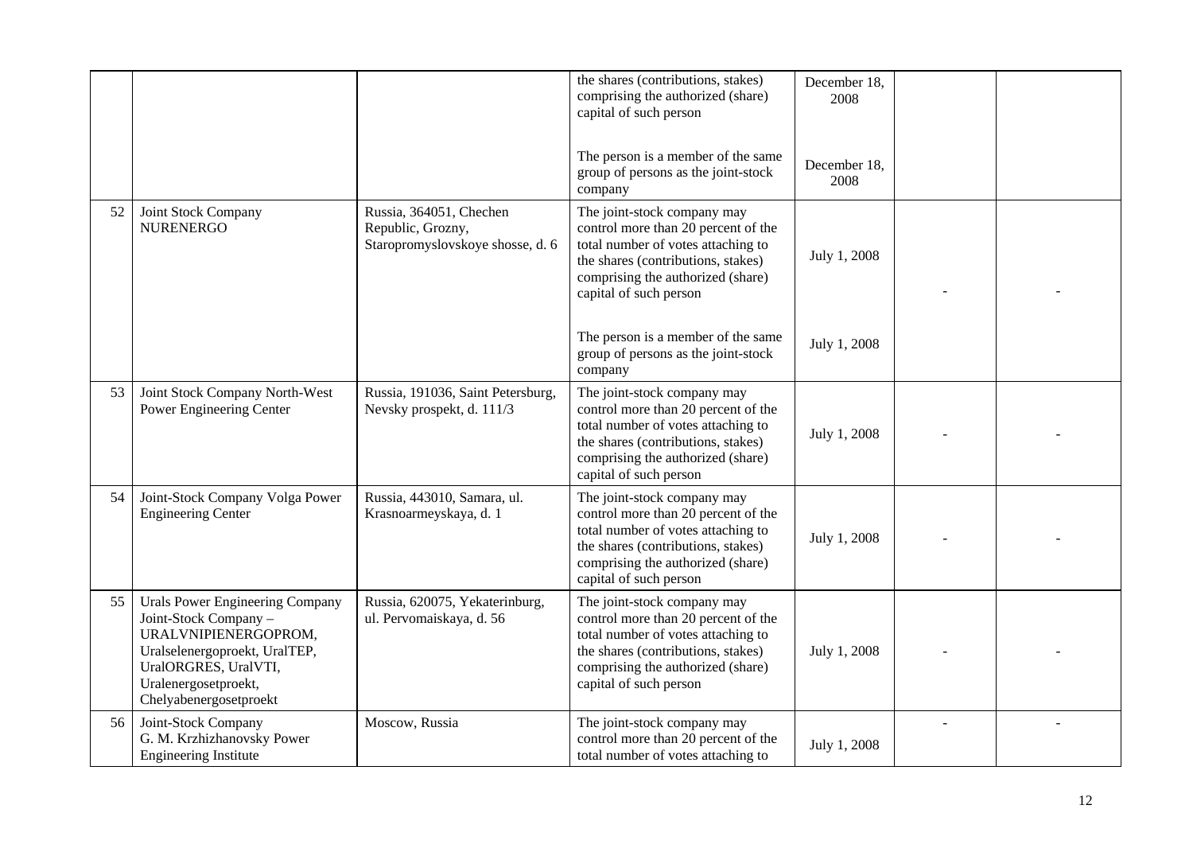| | | | | | | |
|---|---|---|---|---|---|---|
| | | | the shares (contributions, stakes) comprising the authorized (share) capital of such person | December 18, 2008 | | |
| | | | The person is a member of the same group of persons as the joint-stock company | December 18, 2008 | | |
| 52 | Joint Stock Company NURENERGO | Russia, 364051, Chechen Republic, Grozny, Staropromyslovskoye shosse, d. 6 | The joint-stock company may control more than 20 percent of the total number of votes attaching to the shares (contributions, stakes) comprising the authorized (share) capital of such person | July 1, 2008 | - | - |
| | | | The person is a member of the same group of persons as the joint-stock company | July 1, 2008 | | |
| 53 | Joint Stock Company North-West Power Engineering Center | Russia, 191036, Saint Petersburg, Nevsky prospekt, d. 111/3 | The joint-stock company may control more than 20 percent of the total number of votes attaching to the shares (contributions, stakes) comprising the authorized (share) capital of such person | July 1, 2008 | - | - |
| 54 | Joint-Stock Company Volga Power Engineering Center | Russia, 443010, Samara, ul. Krasnoarmeyskaya, d. 1 | The joint-stock company may control more than 20 percent of the total number of votes attaching to the shares (contributions, stakes) comprising the authorized (share) capital of such person | July 1, 2008 | - | - |
| 55 | Urals Power Engineering Company Joint-Stock Company – URALVNIPIENERGOPROM, Uralselenergoproekt, UralTEP, UralORGRES, UralVTI, Uralenergosetproekt, Chelyabenergosetproekt | Russia, 620075, Yekaterinburg, ul. Pervomaiskaya, d. 56 | The joint-stock company may control more than 20 percent of the total number of votes attaching to the shares (contributions, stakes) comprising the authorized (share) capital of such person | July 1, 2008 | - | - |
| 56 | Joint-Stock Company G. M. Krzhizhanovsky Power Engineering Institute | Moscow, Russia | The joint-stock company may control more than 20 percent of the total number of votes attaching to | July 1, 2008 | - | - |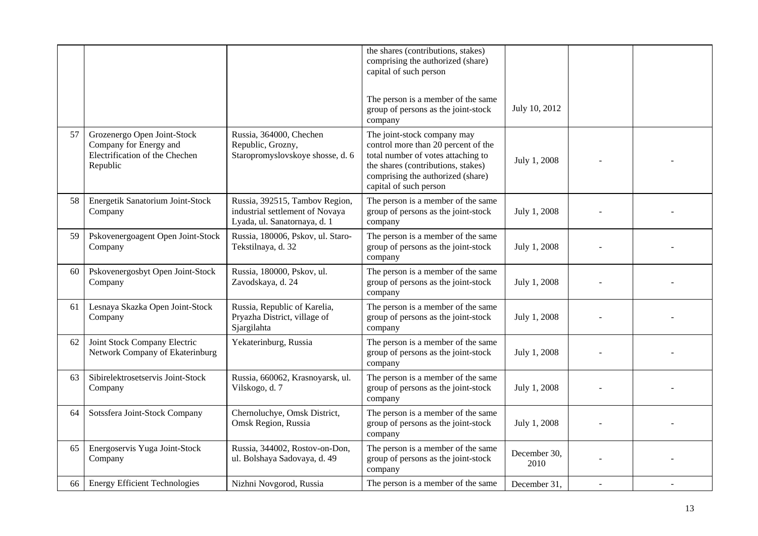| | | | | | | |
|---|---|---|---|---|---|---|
| | | | the shares (contributions, stakes) comprising the authorized (share) capital of such person<br><br>The person is a member of the same group of persons as the joint-stock company | July 10, 2012 | | |
| 57 | Grozenergo Open Joint-Stock Company for Energy and Electrification of the Chechen Republic | Russia, 364000, Chechen Republic, Grozny, Staropromyslovskoye shosse, d. 6 | The joint-stock company may control more than 20 percent of the total number of votes attaching to the shares (contributions, stakes) comprising the authorized (share) capital of such person | July 1, 2008 | - | - |
| 58 | Energetik Sanatorium Joint-Stock Company | Russia, 392515, Tambov Region, industrial settlement of Novaya Lyada, ul. Sanatornaya, d. 1 | The person is a member of the same group of persons as the joint-stock company | July 1, 2008 | - | - |
| 59 | Pskovenergoagent Open Joint-Stock Company | Russia, 180006, Pskov, ul. Staro-Tekstilnaya, d. 32 | The person is a member of the same group of persons as the joint-stock company | July 1, 2008 | - | - |
| 60 | Pskovenergosbyt Open Joint-Stock Company | Russia, 180000, Pskov, ul. Zavodskaya, d. 24 | The person is a member of the same group of persons as the joint-stock company | July 1, 2008 | - | - |
| 61 | Lesnaya Skazka Open Joint-Stock Company | Russia, Republic of Karelia, Pryazha District, village of Sjargilahta | The person is a member of the same group of persons as the joint-stock company | July 1, 2008 | - | - |
| 62 | Joint Stock Company Electric Network Company of Ekaterinburg | Yekaterinburg, Russia | The person is a member of the same group of persons as the joint-stock company | July 1, 2008 | - | - |
| 63 | Sibirelektrosetservis Joint-Stock Company | Russia, 660062, Krasnoyarsk, ul. Vilskogo, d. 7 | The person is a member of the same group of persons as the joint-stock company | July 1, 2008 | - | - |
| 64 | Sotssfera Joint-Stock Company | Chernoluchye, Omsk District, Omsk Region, Russia | The person is a member of the same group of persons as the joint-stock company | July 1, 2008 | - | - |
| 65 | Energoservis Yuga Joint-Stock Company | Russia, 344002, Rostov-on-Don, ul. Bolshaya Sadovaya, d. 49 | The person is a member of the same group of persons as the joint-stock company | December 30, 2010 | - | - |
| 66 | Energy Efficient Technologies | Nizhni Novgorod, Russia | The person is a member of the same | December 31, | - | - |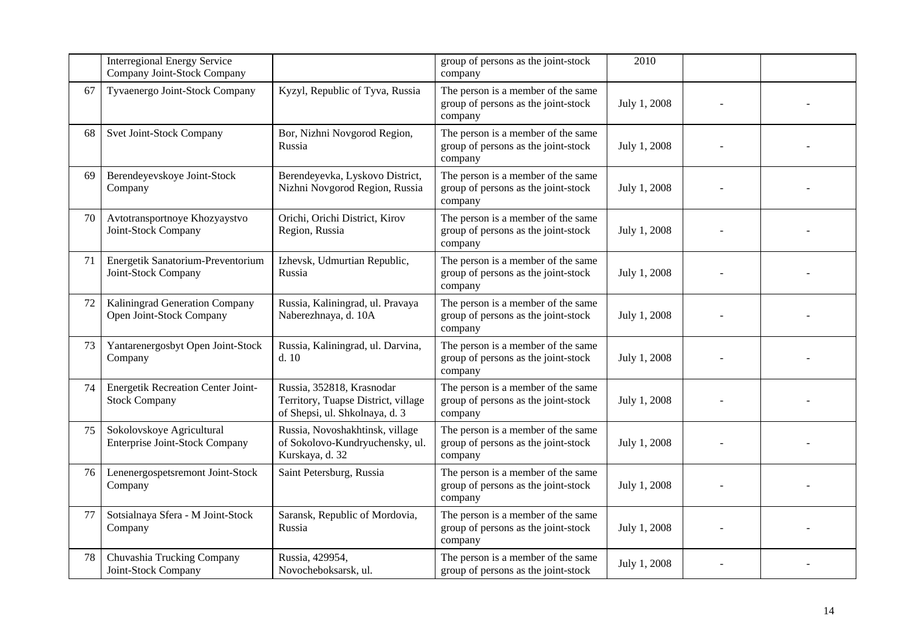| | | | | | | |
|---|---|---|---|---|---|---|
| | Interregional Energy Service Company Joint-Stock Company | | group of persons as the joint-stock company | 2010 | | |
| 67 | Tyvaenergo Joint-Stock Company | Kyzyl, Republic of Tyva, Russia | The person is a member of the same group of persons as the joint-stock company | July 1, 2008 | - | - |
| 68 | Svet Joint-Stock Company | Bor, Nizhni Novgorod Region, Russia | The person is a member of the same group of persons as the joint-stock company | July 1, 2008 | - | - |
| 69 | Berendeyevskoye Joint-Stock Company | Berendeyevka, Lyskovo District, Nizhni Novgorod Region, Russia | The person is a member of the same group of persons as the joint-stock company | July 1, 2008 | - | - |
| 70 | Avtotransportnoye Khozyaystvo Joint-Stock Company | Orichi, Orichi District, Kirov Region, Russia | The person is a member of the same group of persons as the joint-stock company | July 1, 2008 | - | - |
| 71 | Energetik Sanatorium-Preventorium Joint-Stock Company | Izhevsk, Udmurtian Republic, Russia | The person is a member of the same group of persons as the joint-stock company | July 1, 2008 | - | - |
| 72 | Kaliningrad Generation Company Open Joint-Stock Company | Russia, Kaliningrad, ul. Pravaya Naberezhnaya, d. 10A | The person is a member of the same group of persons as the joint-stock company | July 1, 2008 | - | - |
| 73 | Yantarenergosbyt Open Joint-Stock Company | Russia, Kaliningrad, ul. Darvina, d. 10 | The person is a member of the same group of persons as the joint-stock company | July 1, 2008 | - | - |
| 74 | Energetik Recreation Center Joint-Stock Company | Russia, 352818, Krasnodar Territory, Tuapse District, village of Shepsi, ul. Shkolnaya, d. 3 | The person is a member of the same group of persons as the joint-stock company | July 1, 2008 | - | - |
| 75 | Sokolovskoye Agricultural Enterprise Joint-Stock Company | Russia, Novoshakhtinsk, village of Sokolovo-Kundryuchensky, ul. Kurskaya, d. 32 | The person is a member of the same group of persons as the joint-stock company | July 1, 2008 | - | - |
| 76 | Lenenergospetsremont Joint-Stock Company | Saint Petersburg, Russia | The person is a member of the same group of persons as the joint-stock company | July 1, 2008 | - | - |
| 77 | Sotsialnaya Sfera - M Joint-Stock Company | Saransk, Republic of Mordovia, Russia | The person is a member of the same group of persons as the joint-stock company | July 1, 2008 | - | - |
| 78 | Chuvashia Trucking Company Joint-Stock Company | Russia, 429954, Novocheboksarsk, ul. | The person is a member of the same group of persons as the joint-stock | July 1, 2008 | - | - |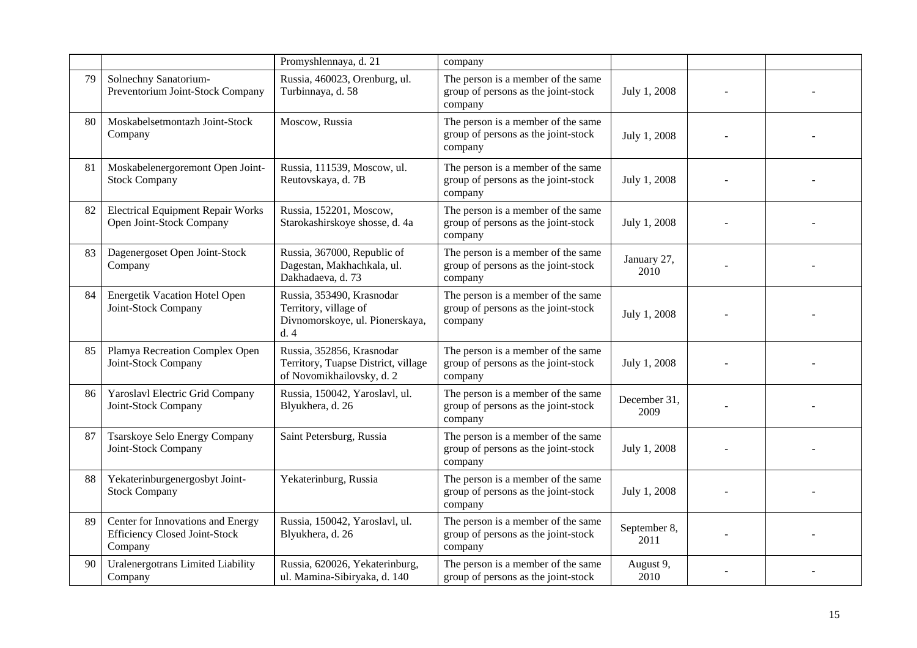| | | | | | | |
|---|---|---|---|---|---|---|
| | | Promyshlennaya, d. 21 | company | | | |
| 79 | Solnechny Sanatorium-Preventorium Joint-Stock Company | Russia, 460023, Orenburg, ul. Turbinnaya, d. 58 | The person is a member of the same group of persons as the joint-stock company | July 1, 2008 | - | - |
| 80 | Moskabelsetmontazh Joint-Stock Company | Moscow, Russia | The person is a member of the same group of persons as the joint-stock company | July 1, 2008 | - | - |
| 81 | Moskabelenergoremont Open Joint-Stock Company | Russia, 111539, Moscow, ul. Reutovskaya, d. 7B | The person is a member of the same group of persons as the joint-stock company | July 1, 2008 | - | - |
| 82 | Electrical Equipment Repair Works Open Joint-Stock Company | Russia, 152201, Moscow, Starokashirskoye shosse, d. 4a | The person is a member of the same group of persons as the joint-stock company | July 1, 2008 | - | - |
| 83 | Dagenergoset Open Joint-Stock Company | Russia, 367000, Republic of Dagestan, Makhachkala, ul. Dakhadaeva, d. 73 | The person is a member of the same group of persons as the joint-stock company | January 27, 2010 | - | - |
| 84 | Energetik Vacation Hotel Open Joint-Stock Company | Russia, 353490, Krasnodar Territory, village of Divnomorskoye, ul. Pionerskaya, d. 4 | The person is a member of the same group of persons as the joint-stock company | July 1, 2008 | - | - |
| 85 | Plamya Recreation Complex Open Joint-Stock Company | Russia, 352856, Krasnodar Territory, Tuapse District, village of Novomikhailovsky, d. 2 | The person is a member of the same group of persons as the joint-stock company | July 1, 2008 | - | - |
| 86 | Yaroslavl Electric Grid Company Joint-Stock Company | Russia, 150042, Yaroslavl, ul. Blyukhera, d. 26 | The person is a member of the same group of persons as the joint-stock company | December 31, 2009 | - | - |
| 87 | Tsarskoye Selo Energy Company Joint-Stock Company | Saint Petersburg, Russia | The person is a member of the same group of persons as the joint-stock company | July 1, 2008 | - | - |
| 88 | Yekaterinburgenergosbyt Joint-Stock Company | Yekaterinburg, Russia | The person is a member of the same group of persons as the joint-stock company | July 1, 2008 | - | - |
| 89 | Center for Innovations and Energy Efficiency Closed Joint-Stock Company | Russia, 150042, Yaroslavl, ul. Blyukhera, d. 26 | The person is a member of the same group of persons as the joint-stock company | September 8, 2011 | - | - |
| 90 | Uralenergotrans Limited Liability Company | Russia, 620026, Yekaterinburg, ul. Mamina-Sibiryaka, d. 140 | The person is a member of the same group of persons as the joint-stock | August 9, 2010 | - | - |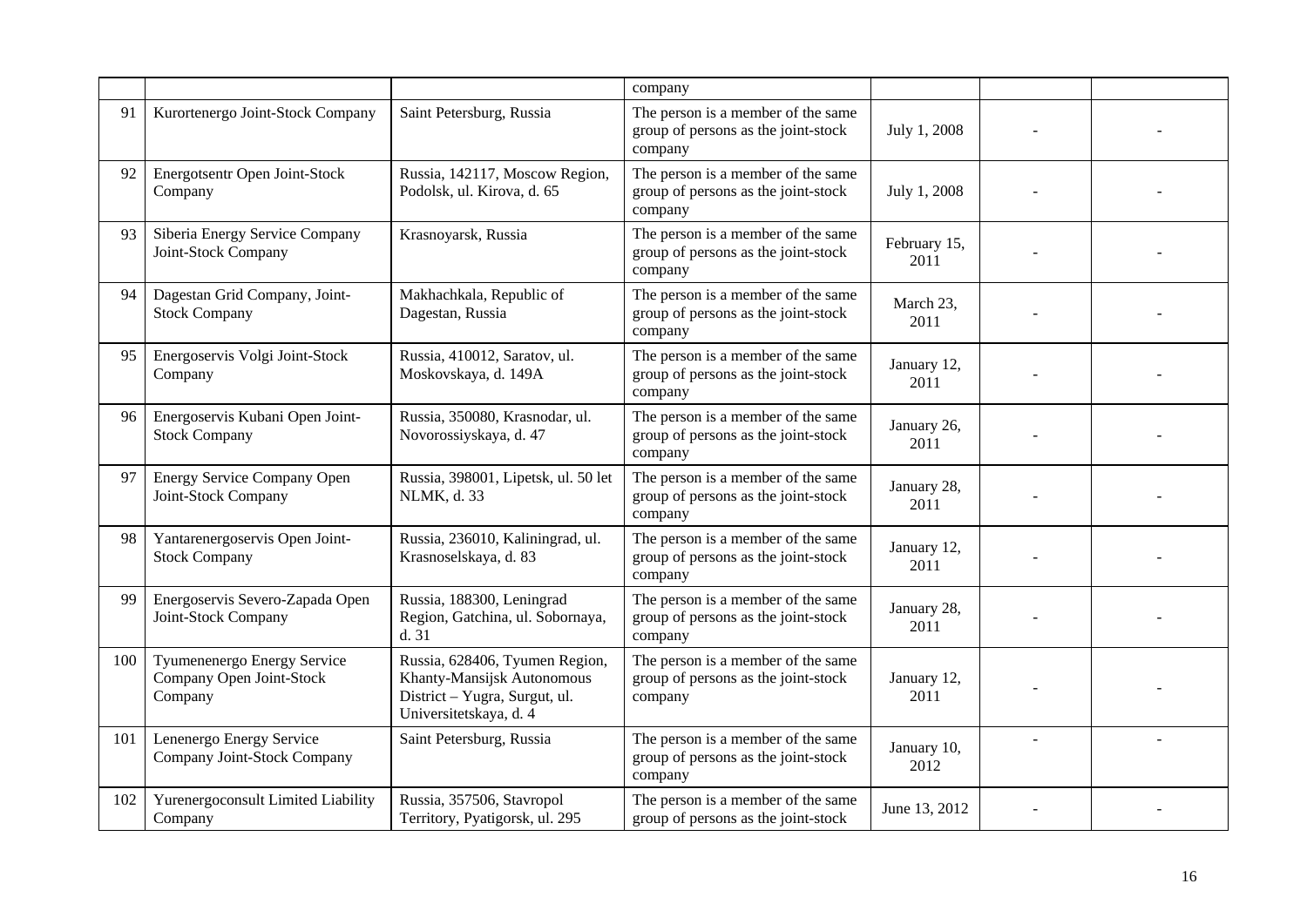|  |  |  | company |  |  |  |
|---|---|---|---|---|---|---|
| 91 | Kurortenergo Joint-Stock Company | Saint Petersburg, Russia | The person is a member of the same group of persons as the joint-stock company | July 1, 2008 | - | - |
| 92 | Energotsentr Open Joint-Stock Company | Russia, 142117, Moscow Region, Podolsk, ul. Kirova, d. 65 | The person is a member of the same group of persons as the joint-stock company | July 1, 2008 | - | - |
| 93 | Siberia Energy Service Company Joint-Stock Company | Krasnoyarsk, Russia | The person is a member of the same group of persons as the joint-stock company | February 15, 2011 | - | - |
| 94 | Dagestan Grid Company, Joint-Stock Company | Makhachkala, Republic of Dagestan, Russia | The person is a member of the same group of persons as the joint-stock company | March 23, 2011 | - | - |
| 95 | Energoservis Volgi Joint-Stock Company | Russia, 410012, Saratov, ul. Moskovskaya, d. 149A | The person is a member of the same group of persons as the joint-stock company | January 12, 2011 | - | - |
| 96 | Energoservis Kubani Open Joint-Stock Company | Russia, 350080, Krasnodar, ul. Novorossiyskaya, d. 47 | The person is a member of the same group of persons as the joint-stock company | January 26, 2011 | - | - |
| 97 | Energy Service Company Open Joint-Stock Company | Russia, 398001, Lipetsk, ul. 50 let NLMK, d. 33 | The person is a member of the same group of persons as the joint-stock company | January 28, 2011 | - | - |
| 98 | Yantarenergoservis Open Joint-Stock Company | Russia, 236010, Kaliningrad, ul. Krasnoselskaya, d. 83 | The person is a member of the same group of persons as the joint-stock company | January 12, 2011 | - | - |
| 99 | Energoservis Severo-Zapada Open Joint-Stock Company | Russia, 188300, Leningrad Region, Gatchina, ul. Sobornaya, d. 31 | The person is a member of the same group of persons as the joint-stock company | January 28, 2011 | - | - |
| 100 | Tyumenenergo Energy Service Company Open Joint-Stock Company | Russia, 628406, Tyumen Region, Khanty-Mansijsk Autonomous District – Yugra, Surgut, ul. Universitetskaya, d. 4 | The person is a member of the same group of persons as the joint-stock company | January 12, 2011 | - | - |
| 101 | Lenenergo Energy Service Company Joint-Stock Company | Saint Petersburg, Russia | The person is a member of the same group of persons as the joint-stock company | January 10, 2012 | - | - |
| 102 | Yurenergoconsult Limited Liability Company | Russia, 357506, Stavropol Territory, Pyatigorsk, ul. 295 | The person is a member of the same group of persons as the joint-stock | June 13, 2012 | - | - |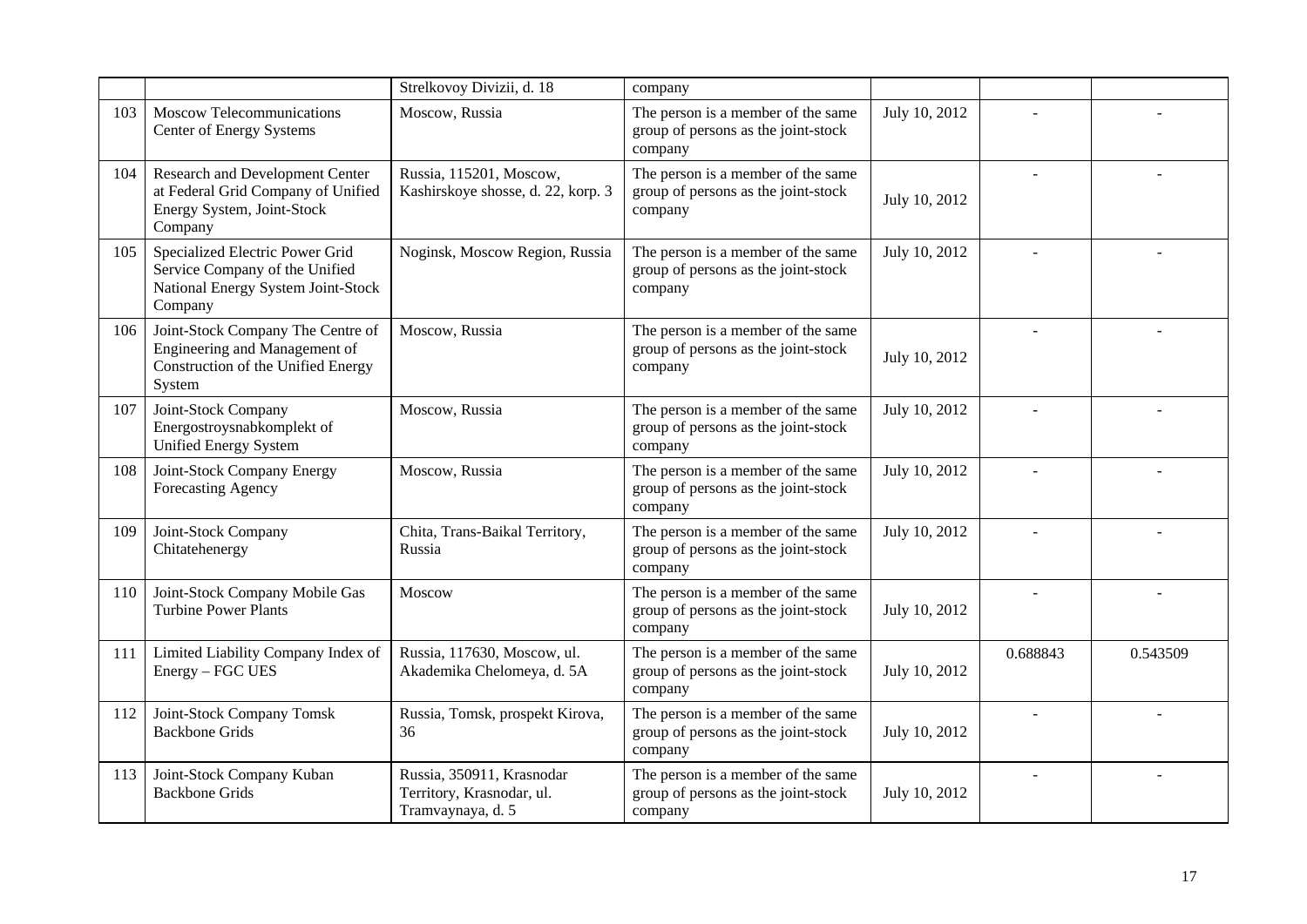|  |  | Strelkovoy Divizii, d. 18 | company |  |  |  |
|---|---|---|---|---|---|---|
| 103 | Moscow Telecommunications Center of Energy Systems | Moscow, Russia | The person is a member of the same group of persons as the joint-stock company | July 10, 2012 | - | - |
| 104 | Research and Development Center at Federal Grid Company of Unified Energy System, Joint-Stock Company | Russia, 115201, Moscow, Kashirskoye shosse, d. 22, korp. 3 | The person is a member of the same group of persons as the joint-stock company | July 10, 2012 | - | - |
| 105 | Specialized Electric Power Grid Service Company of the Unified National Energy System Joint-Stock Company | Noginsk, Moscow Region, Russia | The person is a member of the same group of persons as the joint-stock company | July 10, 2012 | - | - |
| 106 | Joint-Stock Company The Centre of Engineering and Management of Construction of the Unified Energy System | Moscow, Russia | The person is a member of the same group of persons as the joint-stock company | July 10, 2012 | - | - |
| 107 | Joint-Stock Company Energostroysnabkomplekt of Unified Energy System | Moscow, Russia | The person is a member of the same group of persons as the joint-stock company | July 10, 2012 | - | - |
| 108 | Joint-Stock Company Energy Forecasting Agency | Moscow, Russia | The person is a member of the same group of persons as the joint-stock company | July 10, 2012 | - | - |
| 109 | Joint-Stock Company Chitatehenergy | Chita, Trans-Baikal Territory, Russia | The person is a member of the same group of persons as the joint-stock company | July 10, 2012 | - | - |
| 110 | Joint-Stock Company Mobile Gas Turbine Power Plants | Moscow | The person is a member of the same group of persons as the joint-stock company | July 10, 2012 | - | - |
| 111 | Limited Liability Company Index of Energy – FGC UES | Russia, 117630, Moscow, ul. Akademika Chelomeya, d. 5A | The person is a member of the same group of persons as the joint-stock company | July 10, 2012 | 0.688843 | 0.543509 |
| 112 | Joint-Stock Company Tomsk Backbone Grids | Russia, Tomsk, prospekt Kirova, 36 | The person is a member of the same group of persons as the joint-stock company | July 10, 2012 | - | - |
| 113 | Joint-Stock Company Kuban Backbone Grids | Russia, 350911, Krasnodar Territory, Krasnodar, ul. Tramvaynaya, d. 5 | The person is a member of the same group of persons as the joint-stock company | July 10, 2012 | - | - |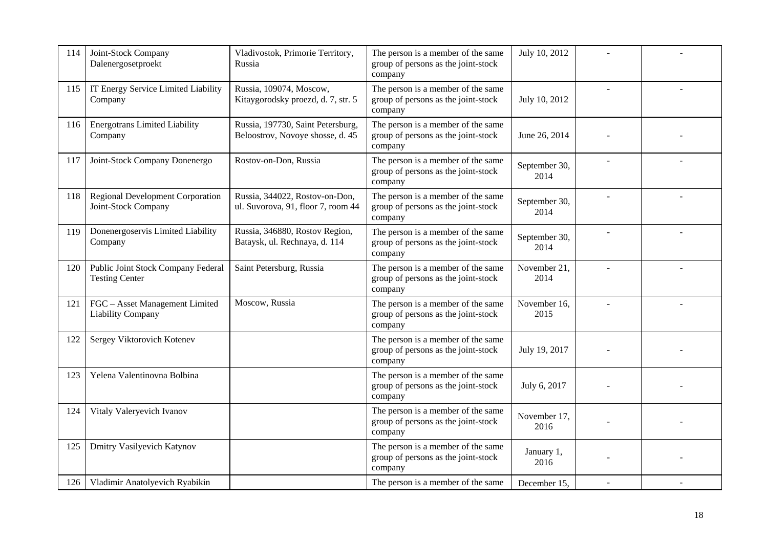| 114 | Joint-Stock Company Dalenergosetproekt | Vladivostok, Primorie Territory, Russia | The person is a member of the same group of persons as the joint-stock company | July 10, 2012 | - | - |
|---|---|---|---|---|---|---|
| 115 | IT Energy Service Limited Liability Company | Russia, 109074, Moscow, Kitaygorodsky proezd, d. 7, str. 5 | The person is a member of the same group of persons as the joint-stock company | July 10, 2012 | - | - |
| 116 | Energotrans Limited Liability Company | Russia, 197730, Saint Petersburg, Beloostrov, Novoye shosse, d. 45 | The person is a member of the same group of persons as the joint-stock company | June 26, 2014 | - | - |
| 117 | Joint-Stock Company Donenergo | Rostov-on-Don, Russia | The person is a member of the same group of persons as the joint-stock company | September 30, 2014 | - | - |
| 118 | Regional Development Corporation Joint-Stock Company | Russia, 344022, Rostov-on-Don, ul. Suvorova, 91, floor 7, room 44 | The person is a member of the same group of persons as the joint-stock company | September 30, 2014 | - | - |
| 119 | Donenergoservis Limited Liability Company | Russia, 346880, Rostov Region, Bataysk, ul. Rechnaya, d. 114 | The person is a member of the same group of persons as the joint-stock company | September 30, 2014 | - | - |
| 120 | Public Joint Stock Company Federal Testing Center | Saint Petersburg, Russia | The person is a member of the same group of persons as the joint-stock company | November 21, 2014 | - | - |
| 121 | FGC – Asset Management Limited Liability Company | Moscow, Russia | The person is a member of the same group of persons as the joint-stock company | November 16, 2015 | - | - |
| 122 | Sergey Viktorovich Kotenev | | The person is a member of the same group of persons as the joint-stock company | July 19, 2017 | - | - |
| 123 | Yelena Valentinovna Bolbina | | The person is a member of the same group of persons as the joint-stock company | July 6, 2017 | - | - |
| 124 | Vitaly Valeryevich Ivanov | | The person is a member of the same group of persons as the joint-stock company | November 17, 2016 | - | - |
| 125 | Dmitry Vasilyevich Katynov | | The person is a member of the same group of persons as the joint-stock company | January 1, 2016 | - | - |
| 126 | Vladimir Anatolyevich Ryabikin | | The person is a member of the same | December 15, | - | - |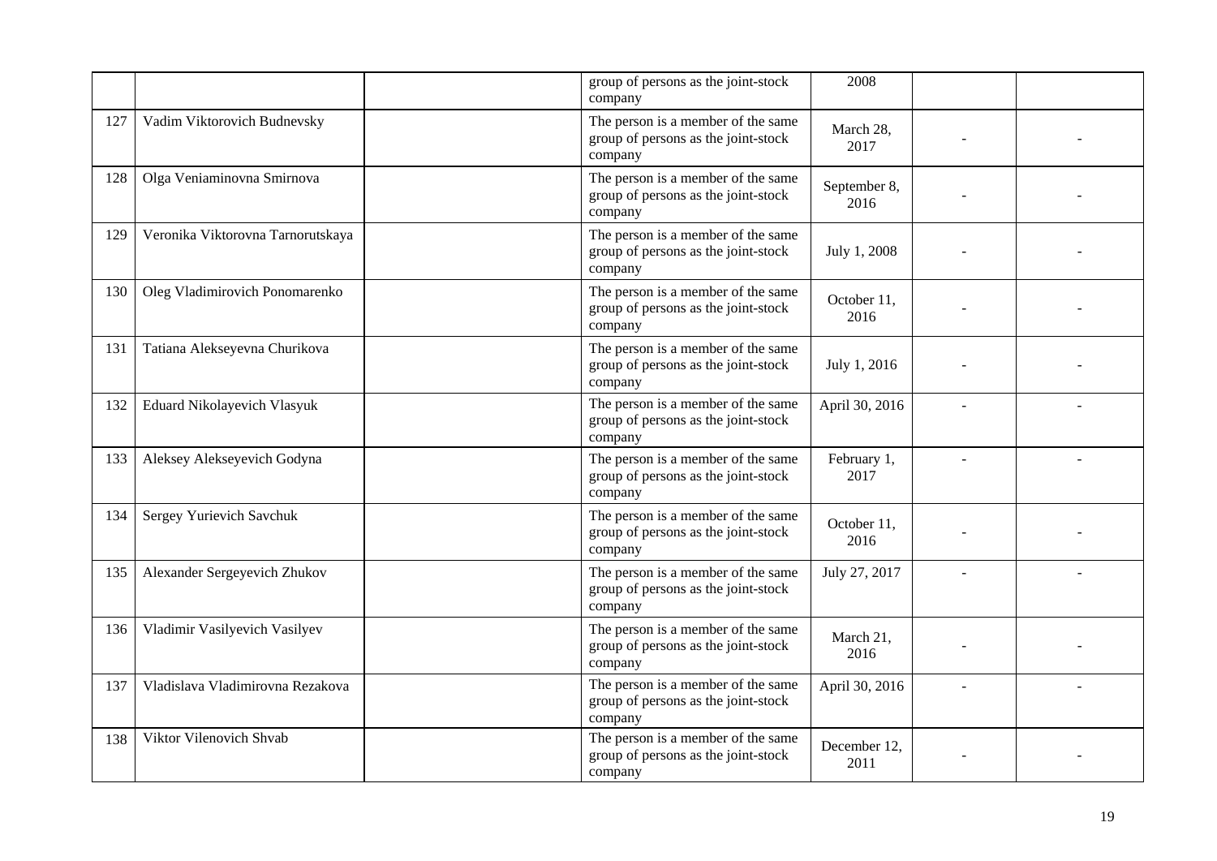| | | | | | | |
|---|---|---|---|---|---|---|
| | | | group of persons as the joint-stock company | 2008 | | |
| 127 | Vadim Viktorovich Budnevsky | | The person is a member of the same group of persons as the joint-stock company | March 28, 2017 | - | - |
| 128 | Olga Veniaminovna Smirnova | | The person is a member of the same group of persons as the joint-stock company | September 8, 2016 | - | - |
| 129 | Veronika Viktorovna Tarnorutskaya | | The person is a member of the same group of persons as the joint-stock company | July 1, 2008 | - | - |
| 130 | Oleg Vladimirovich Ponomarenko | | The person is a member of the same group of persons as the joint-stock company | October 11, 2016 | - | - |
| 131 | Tatiana Alekseyevna Churikova | | The person is a member of the same group of persons as the joint-stock company | July 1, 2016 | - | - |
| 132 | Eduard Nikolayevich Vlasyuk | | The person is a member of the same group of persons as the joint-stock company | April 30, 2016 | - | - |
| 133 | Aleksey Alekseyevich Godyna | | The person is a member of the same group of persons as the joint-stock company | February 1, 2017 | - | - |
| 134 | Sergey Yurievich Savchuk | | The person is a member of the same group of persons as the joint-stock company | October 11, 2016 | - | - |
| 135 | Alexander Sergeyevich Zhukov | | The person is a member of the same group of persons as the joint-stock company | July 27, 2017 | - | - |
| 136 | Vladimir Vasilyevich Vasilyev | | The person is a member of the same group of persons as the joint-stock company | March 21, 2016 | - | - |
| 137 | Vladislava Vladimirovna Rezakova | | The person is a member of the same group of persons as the joint-stock company | April 30, 2016 | - | - |
| 138 | Viktor Vilenovich Shvab | | The person is a member of the same group of persons as the joint-stock company | December 12, 2011 | - | - |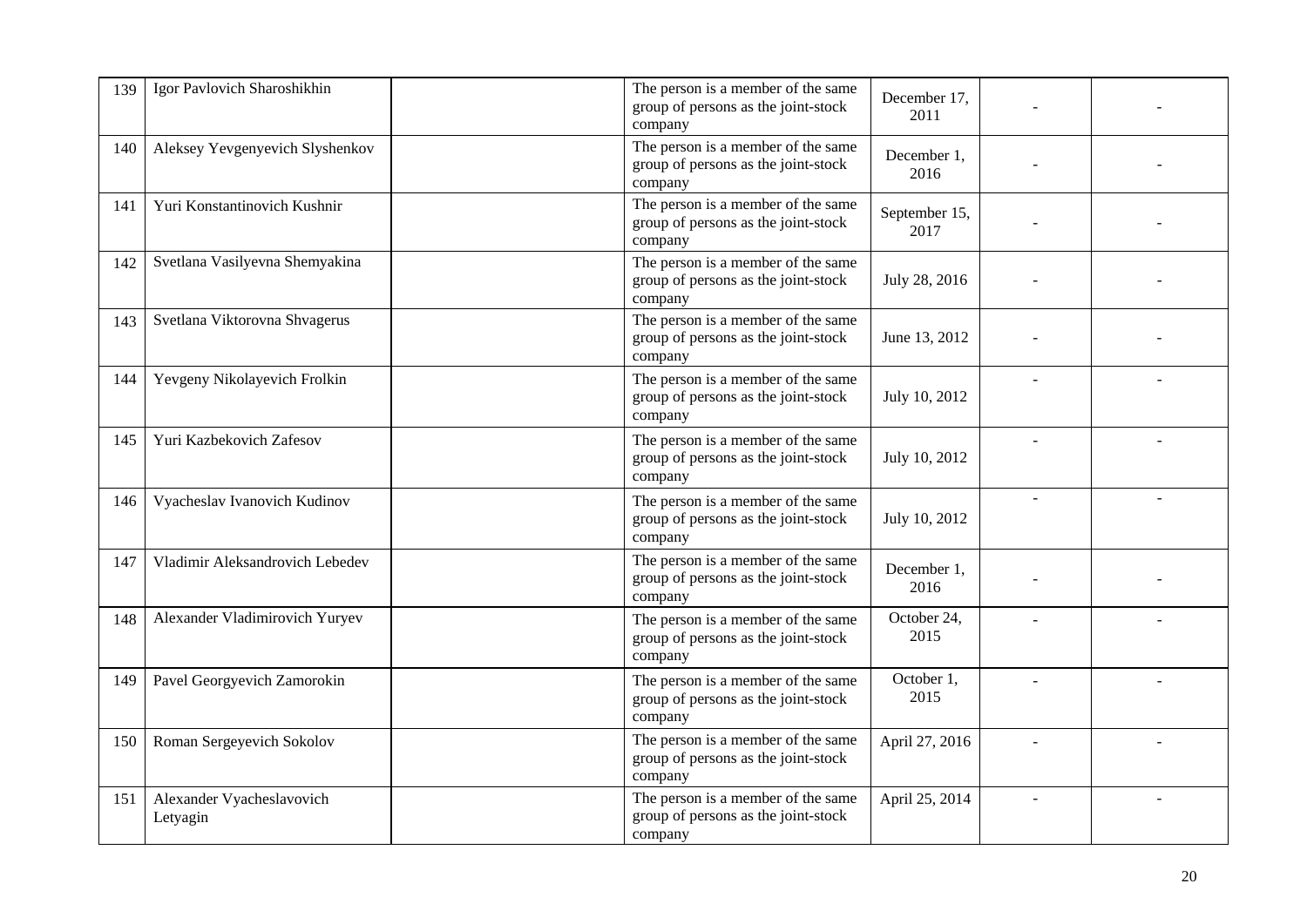| 139 | Igor Pavlovich Sharoshikhin | | The person is a member of the same group of persons as the joint-stock company | December 17, 2011 | - | - |
|---|---|---|---|---|---|---|
| 140 | Aleksey Yevgenyevich Slyshenkov | | The person is a member of the same group of persons as the joint-stock company | December 1, 2016 | - | - |
| 141 | Yuri Konstantinovich Kushnir | | The person is a member of the same group of persons as the joint-stock company | September 15, 2017 | - | - |
| 142 | Svetlana Vasilyevna Shemyakina | | The person is a member of the same group of persons as the joint-stock company | July 28, 2016 | - | - |
| 143 | Svetlana Viktorovna Shvagerus | | The person is a member of the same group of persons as the joint-stock company | June 13, 2012 | - | - |
| 144 | Yevgeny Nikolayevich Frolkin | | The person is a member of the same group of persons as the joint-stock company | July 10, 2012 | - | - |
| 145 | Yuri Kazbekovich Zafesov | | The person is a member of the same group of persons as the joint-stock company | July 10, 2012 | - | - |
| 146 | Vyacheslav Ivanovich Kudinov | | The person is a member of the same group of persons as the joint-stock company | July 10, 2012 | - | - |
| 147 | Vladimir Aleksandrovich Lebedev | | The person is a member of the same group of persons as the joint-stock company | December 1, 2016 | - | - |
| 148 | Alexander Vladimirovich Yuryev | | The person is a member of the same group of persons as the joint-stock company | October 24, 2015 | - | - |
| 149 | Pavel Georgyevich Zamorokin | | The person is a member of the same group of persons as the joint-stock company | October 1, 2015 | - | - |
| 150 | Roman Sergeyevich Sokolov | | The person is a member of the same group of persons as the joint-stock company | April 27, 2016 | - | - |
| 151 | Alexander Vyacheslavovich Letyagin | | The person is a member of the same group of persons as the joint-stock company | April 25, 2014 | - | - |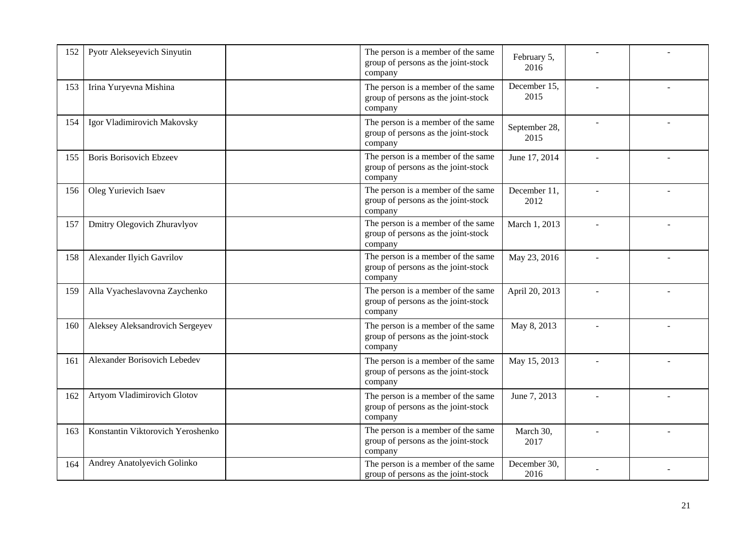| | | | | | | |
|---|---|---|---|---|---|---|
| 152 | Pyotr Alekseyevich Sinyutin | | The person is a member of the same group of persons as the joint-stock company | February 5, 2016 | - | - |
| 153 | Irina Yuryevna Mishina | | The person is a member of the same group of persons as the joint-stock company | December 15, 2015 | - | - |
| 154 | Igor Vladimirovich Makovsky | | The person is a member of the same group of persons as the joint-stock company | September 28, 2015 | - | - |
| 155 | Boris Borisovich Ebzeev | | The person is a member of the same group of persons as the joint-stock company | June 17, 2014 | - | - |
| 156 | Oleg Yurievich Isaev | | The person is a member of the same group of persons as the joint-stock company | December 11, 2012 | - | - |
| 157 | Dmitry Olegovich Zhuravlyov | | The person is a member of the same group of persons as the joint-stock company | March 1, 2013 | - | - |
| 158 | Alexander Ilyich Gavrilov | | The person is a member of the same group of persons as the joint-stock company | May 23, 2016 | - | - |
| 159 | Alla Vyacheslavovna Zaychenko | | The person is a member of the same group of persons as the joint-stock company | April 20, 2013 | - | - |
| 160 | Aleksey Aleksandrovich Sergeyev | | The person is a member of the same group of persons as the joint-stock company | May 8, 2013 | - | - |
| 161 | Alexander Borisovich Lebedev | | The person is a member of the same group of persons as the joint-stock company | May 15, 2013 | - | - |
| 162 | Artyom Vladimirovich Glotov | | The person is a member of the same group of persons as the joint-stock company | June 7, 2013 | - | - |
| 163 | Konstantin Viktorovich Yeroshenko | | The person is a member of the same group of persons as the joint-stock company | March 30, 2017 | - | - |
| 164 | Andrey Anatolyevich Golinko | | The person is a member of the same group of persons as the joint-stock | December 30, 2016 | - | - |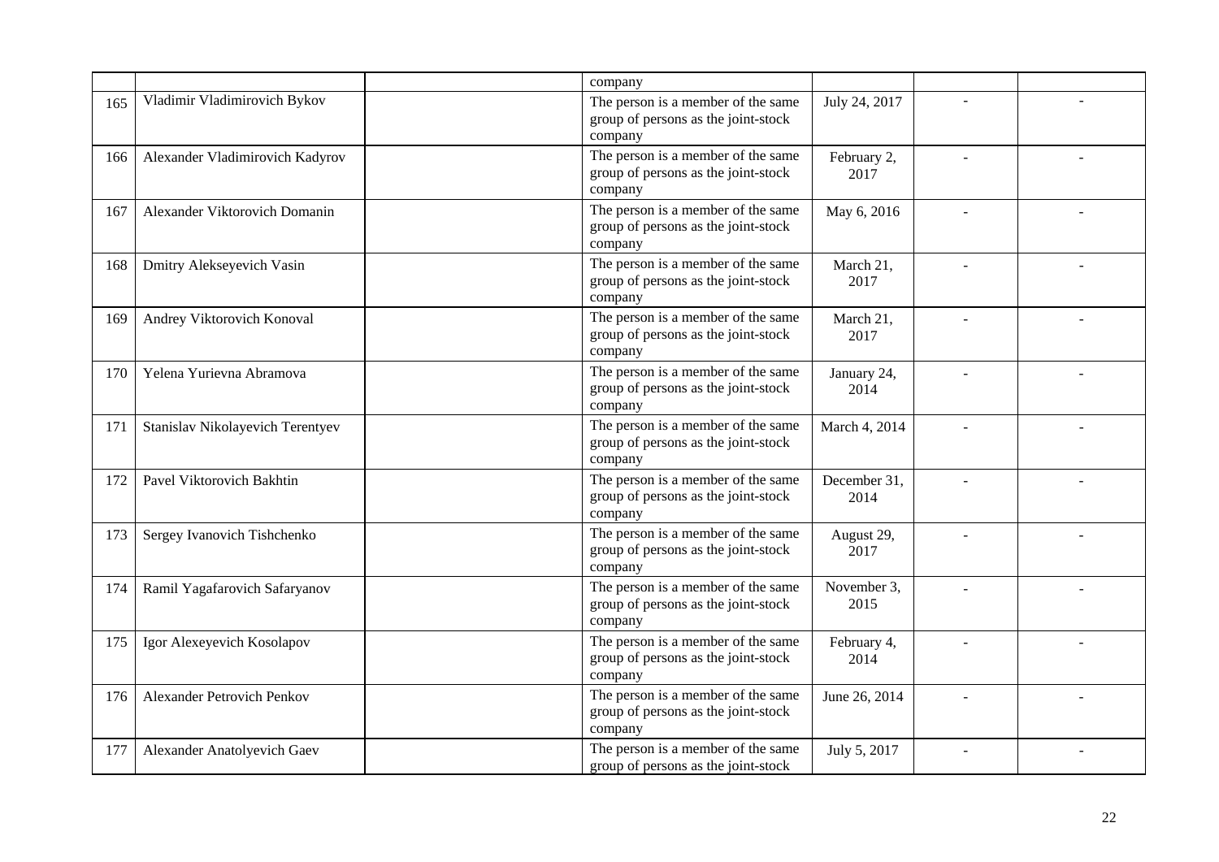| | | | | | | |
|---|---|---|---|---|---|---|
| | | | company | | | |
| 165 | Vladimir Vladimirovich Bykov | | The person is a member of the same group of persons as the joint-stock company | July 24, 2017 | - | - |
| 166 | Alexander Vladimirovich Kadyrov | | The person is a member of the same group of persons as the joint-stock company | February 2, 2017 | - | - |
| 167 | Alexander Viktorovich Domanin | | The person is a member of the same group of persons as the joint-stock company | May 6, 2016 | - | - |
| 168 | Dmitry Alekseyevich Vasin | | The person is a member of the same group of persons as the joint-stock company | March 21, 2017 | - | - |
| 169 | Andrey Viktorovich Konoval | | The person is a member of the same group of persons as the joint-stock company | March 21, 2017 | - | - |
| 170 | Yelena Yurievna Abramova | | The person is a member of the same group of persons as the joint-stock company | January 24, 2014 | - | - |
| 171 | Stanislav Nikolayevich Terentyev | | The person is a member of the same group of persons as the joint-stock company | March 4, 2014 | - | - |
| 172 | Pavel Viktorovich Bakhtin | | The person is a member of the same group of persons as the joint-stock company | December 31, 2014 | - | - |
| 173 | Sergey Ivanovich Tishchenko | | The person is a member of the same group of persons as the joint-stock company | August 29, 2017 | - | - |
| 174 | Ramil Yagafarovich Safaryanov | | The person is a member of the same group of persons as the joint-stock company | November 3, 2015 | - | - |
| 175 | Igor Alexeyevich Kosolapov | | The person is a member of the same group of persons as the joint-stock company | February 4, 2014 | - | - |
| 176 | Alexander Petrovich Penkov | | The person is a member of the same group of persons as the joint-stock company | June 26, 2014 | - | - |
| 177 | Alexander Anatolyevich Gaev | | The person is a member of the same group of persons as the joint-stock | July 5, 2017 | - | - |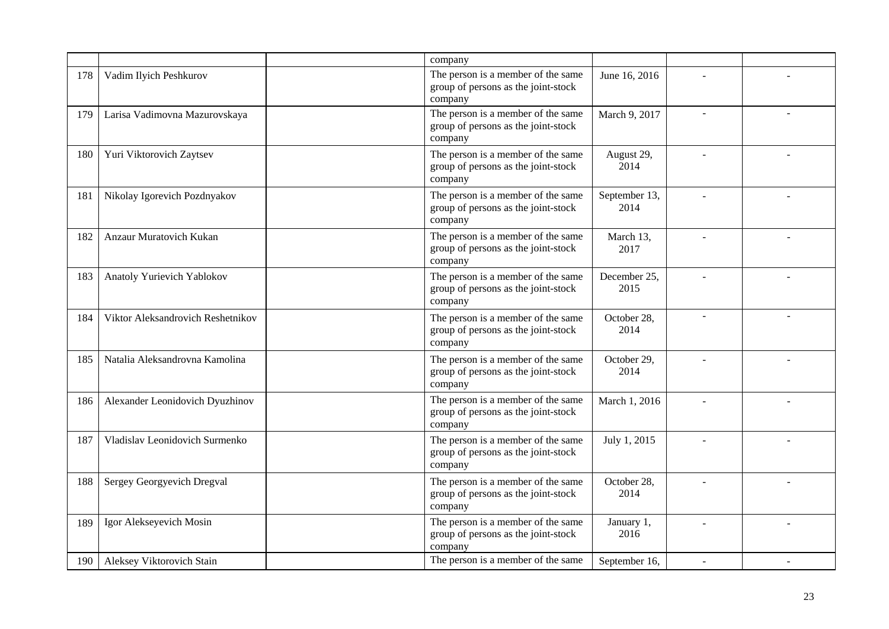|  |  |  | company |  |  |  |
|---|---|---|---|---|---|---|
| 178 | Vadim Ilyich Peshkurov |  | The person is a member of the same group of persons as the joint-stock company | June 16, 2016 | - | - |
| 179 | Larisa Vadimovna Mazurovskaya |  | The person is a member of the same group of persons as the joint-stock company | March 9, 2017 | - | - |
| 180 | Yuri Viktorovich Zaytsev |  | The person is a member of the same group of persons as the joint-stock company | August 29, 2014 | - | - |
| 181 | Nikolay Igorevich Pozdnyakov |  | The person is a member of the same group of persons as the joint-stock company | September 13, 2014 | - | - |
| 182 | Anzaur Muratovich Kukan |  | The person is a member of the same group of persons as the joint-stock company | March 13, 2017 | - | - |
| 183 | Anatoly Yurievich Yablokov |  | The person is a member of the same group of persons as the joint-stock company | December 25, 2015 | - | - |
| 184 | Viktor Aleksandrovich Reshetnikov |  | The person is a member of the same group of persons as the joint-stock company | October 28, 2014 | - | - |
| 185 | Natalia Aleksandrovna Kamolina |  | The person is a member of the same group of persons as the joint-stock company | October 29, 2014 | - | - |
| 186 | Alexander Leonidovich Dyuzhinov |  | The person is a member of the same group of persons as the joint-stock company | March 1, 2016 | - | - |
| 187 | Vladislav Leonidovich Surmenko |  | The person is a member of the same group of persons as the joint-stock company | July 1, 2015 | - | - |
| 188 | Sergey Georgyevich Dregval |  | The person is a member of the same group of persons as the joint-stock company | October 28, 2014 | - | - |
| 189 | Igor Alekseyevich Mosin |  | The person is a member of the same group of persons as the joint-stock company | January 1, 2016 | - | - |
| 190 | Aleksey Viktorovich Stain |  | The person is a member of the same | September 16, | - | - |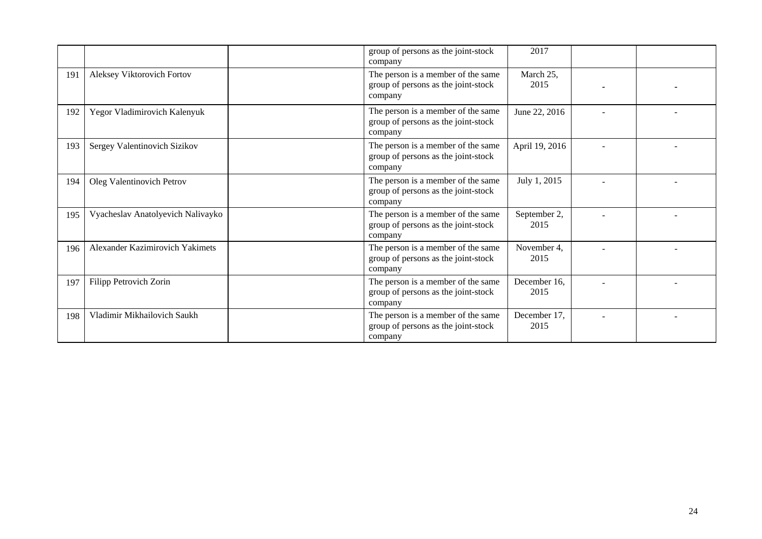| | | | | | | |
|---|---|---|---|---|---|---|
| | | | group of persons as the joint-stock company | 2017 | | |
| 191 | Aleksey Viktorovich Fortov | | The person is a member of the same group of persons as the joint-stock company | March 25, 2015 | - | - |
| 192 | Yegor Vladimirovich Kalenyuk | | The person is a member of the same group of persons as the joint-stock company | June 22, 2016 | - | - |
| 193 | Sergey Valentinovich Sizikov | | The person is a member of the same group of persons as the joint-stock company | April 19, 2016 | - | - |
| 194 | Oleg Valentinovich Petrov | | The person is a member of the same group of persons as the joint-stock company | July 1, 2015 | - | - |
| 195 | Vyacheslav Anatolyevich Nalivayko | | The person is a member of the same group of persons as the joint-stock company | September 2, 2015 | - | - |
| 196 | Alexander Kazimirovich Yakimets | | The person is a member of the same group of persons as the joint-stock company | November 4, 2015 | - | - |
| 197 | Filipp Petrovich Zorin | | The person is a member of the same group of persons as the joint-stock company | December 16, 2015 | - | - |
| 198 | Vladimir Mikhailovich Saukh | | The person is a member of the same group of persons as the joint-stock company | December 17, 2015 | - | - |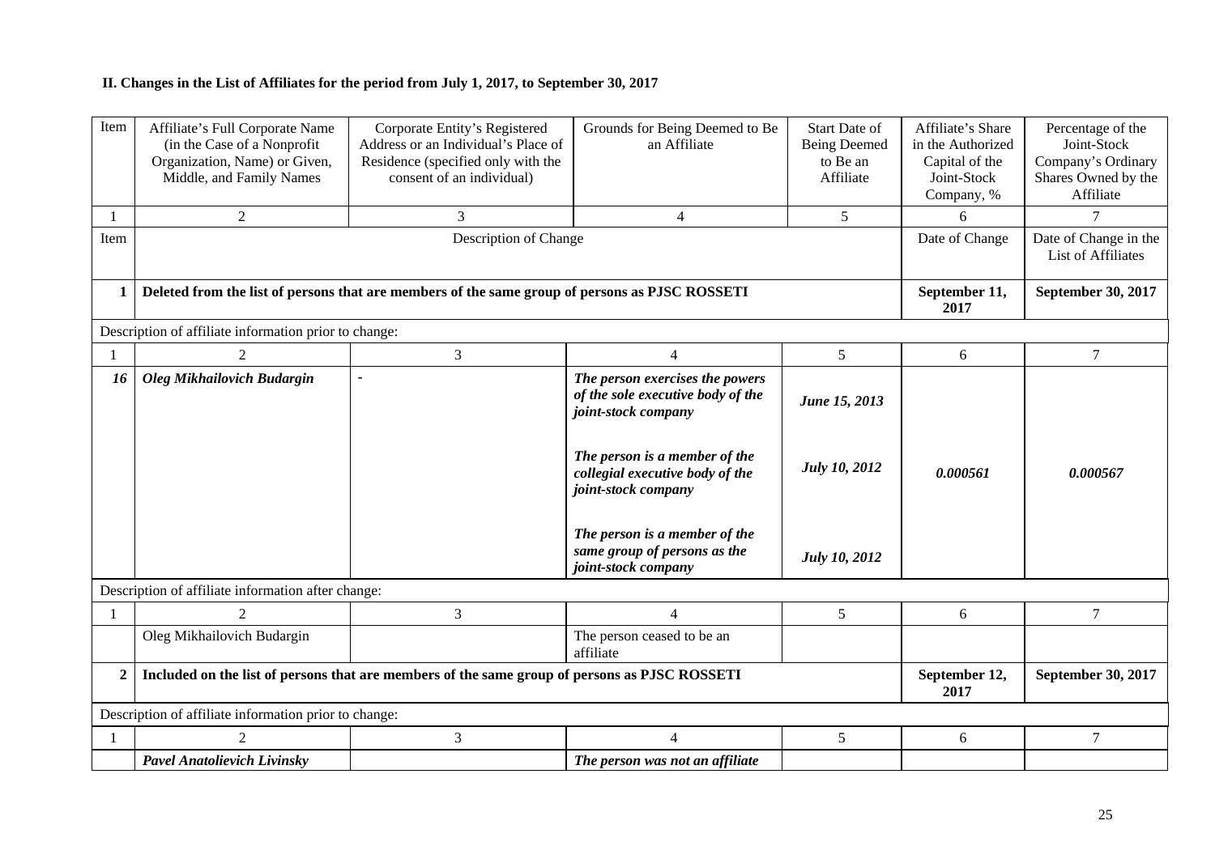**II. Changes in the List of Affiliates for the period from July 1, 2017, to September 30, 2017**

| Item | Affiliate's Full Corporate Name (in the Case of a Nonprofit Organization, Name) or Given, Middle, and Family Names | Corporate Entity's Registered Address or an Individual's Place of Residence (specified only with the consent of an individual) | Grounds for Being Deemed to Be an Affiliate | Start Date of Being Deemed to Be an Affiliate | Affiliate's Share in the Authorized Capital of the Joint-Stock Company, % | Percentage of the Joint-Stock Company's Ordinary Shares Owned by the Affiliate |
|---|---|---|---|---|---|---|
| 1 | 2 | 3 | 4 | 5 | 6 | 7 |

| Item | Description of Change | Date of Change | Date of Change in the List of Affiliates |
|---|---|---|---|
| **1** | **Deleted from the list of persons that are members of the same group of persons as PJSC ROSSETI** | **September 11, 2017** | **September 30, 2017** |

Description of affiliate information prior to change:

| 1 | 2 | 3 | 4 | 5 | 6 | 7 |
|---|---|---|---|---|---|---|
| ***16*** | ***Oleg Mikhailovich Budargin*** | - | ***The person exercises the powers of the sole executive body of the joint-stock company*** | ***June 15, 2013*** | ***0.000561*** | ***0.000567*** |
| | | | ***The person is a member of the collegial executive body of the joint-stock company*** | ***July 10, 2012*** | | |
| | | | ***The person is a member of the same group of persons as the joint-stock company*** | ***July 10, 2012*** | | |

Description of affiliate information after change:

| 1 | 2 | 3 | 4 | 5 | 6 | 7 |
|---|---|---|---|---|---|---|
| | Oleg Mikhailovich Budargin | | The person ceased to be an affiliate | | | |

| Item | Description of Change | Date of Change | Date of Change in the List of Affiliates |
|---|---|---|---|
| **2** | **Included on the list of persons that are members of the same group of persons as PJSC ROSSETI** | **September 12, 2017** | **September 30, 2017** |

Description of affiliate information prior to change:

| 1 | 2 | 3 | 4 | 5 | 6 | 7 |
|---|---|---|---|---|---|---|
| | ***Pavel Anatolievich Livinsky*** | | ***The person was not an affiliate*** | | | |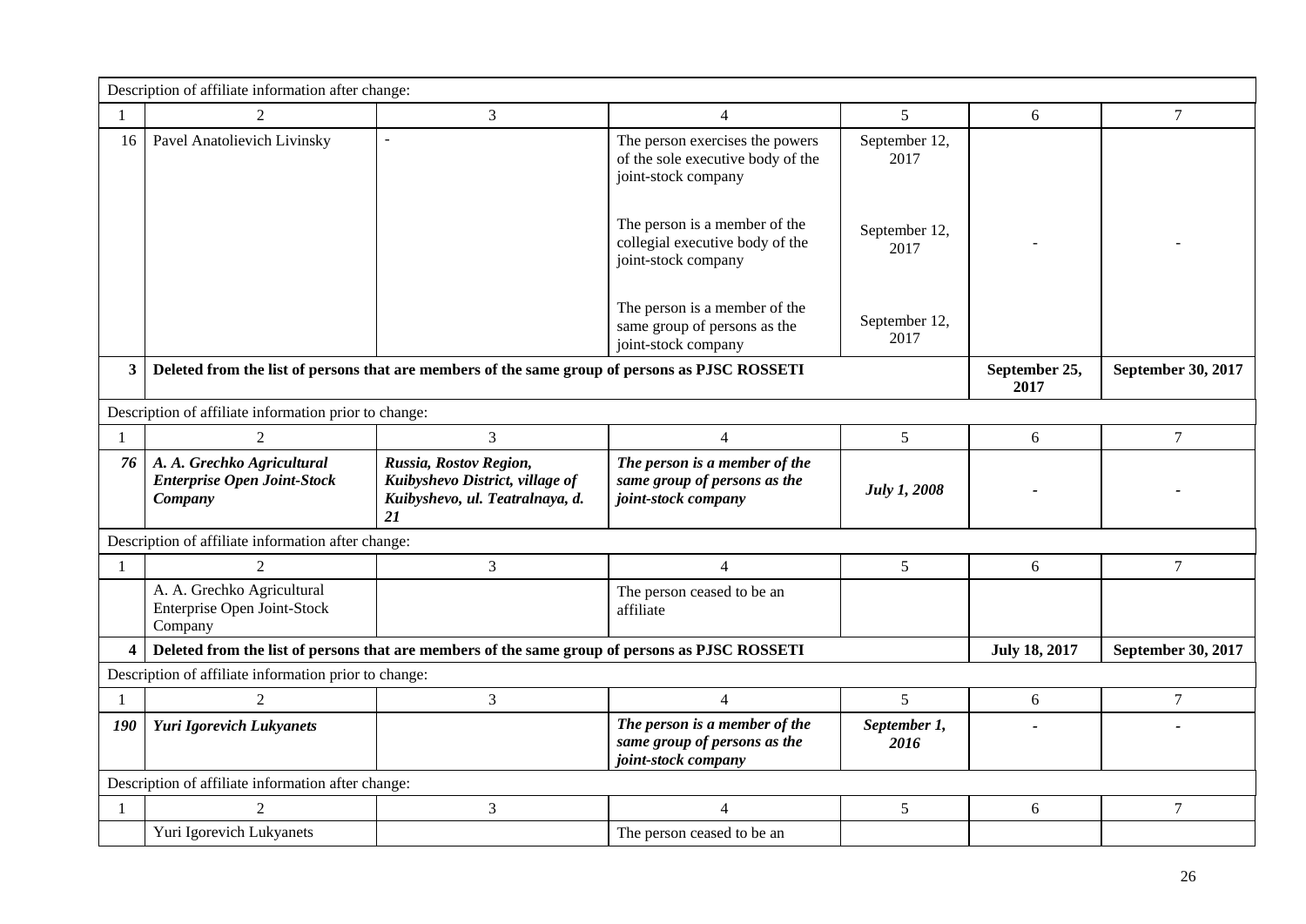| Description of affiliate information after change: | | | | | | |
|---|---|---|---|---|---|---|
| 1 | 2 | 3 | 4 | 5 | 6 | 7 |
| 16 | Pavel Anatolievich Livinsky | - | The person exercises the powers of the sole executive body of the joint-stock company | September 12, 2017 | | |
| | | | The person is a member of the collegial executive body of the joint-stock company | September 12, 2017 | - | - |
| | | | The person is a member of the same group of persons as the joint-stock company | September 12, 2017 | | |
| **3** | **Deleted from the list of persons that are members of the same group of persons as PJSC ROSSETI** | | | | **September 25, 2017** | **September 30, 2017** |
| Description of affiliate information prior to change: | | | | | | |
| 1 | 2 | 3 | 4 | 5 | 6 | 7 |
| ***76*** | ***A. A. Grechko Agricultural Enterprise Open Joint-Stock Company*** | ***Russia, Rostov Region, Kuibyshevo District, village of Kuibyshevo, ul. Teatralnaya, d. 21*** | ***The person is a member of the same group of persons as the joint-stock company*** | ***July 1, 2008*** | - | - |
| Description of affiliate information after change: | | | | | | |
| 1 | 2 | 3 | 4 | 5 | 6 | 7 |
| | A. A. Grechko Agricultural Enterprise Open Joint-Stock Company | | The person ceased to be an affiliate | | | |
| **4** | **Deleted from the list of persons that are members of the same group of persons as PJSC ROSSETI** | | | | **July 18, 2017** | **September 30, 2017** |
| Description of affiliate information prior to change: | | | | | | |
| 1 | 2 | 3 | 4 | 5 | 6 | 7 |
| ***190*** | ***Yuri Igorevich Lukyanets*** | | ***The person is a member of the same group of persons as the joint-stock company*** | ***September 1, 2016*** | - | - |
| Description of affiliate information after change: | | | | | | |
| 1 | 2 | 3 | 4 | 5 | 6 | 7 |
| | Yuri Igorevich Lukyanets | | The person ceased to be an | | | |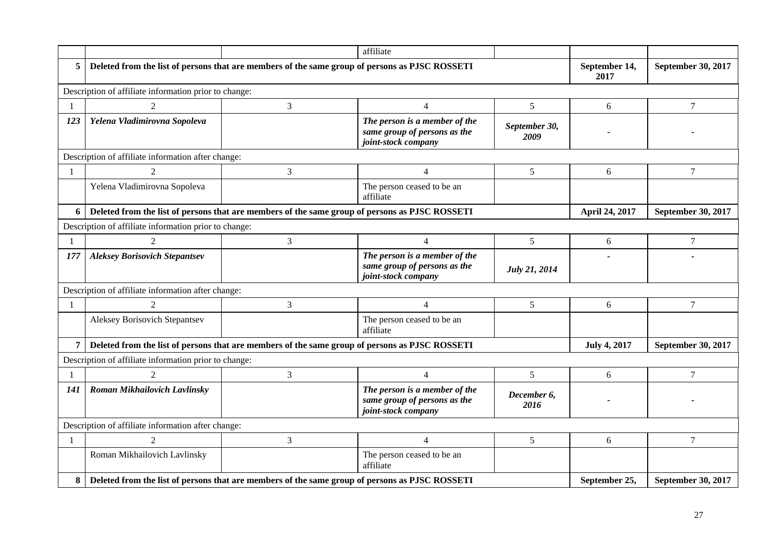| | | | affiliate | | | |
|---|---|---|---|---|---|---|
| **5** | **Deleted from the list of persons that are members of the same group of persons as PJSC ROSSETI** | | | | **September 14, 2017** | **September 30, 2017** |
| Description of affiliate information prior to change: | | | | | | |
| 1 | 2 | 3 | 4 | 5 | 6 | 7 |
| ***123*** | ***Yelena Vladimirovna Sopoleva*** | | ***The person is a member of the same group of persons as the joint-stock company*** | ***September 30, 2009*** | - | - |
| Description of affiliate information after change: | | | | | | |
| 1 | 2 | 3 | 4 | 5 | 6 | 7 |
| | Yelena Vladimirovna Sopoleva | | The person ceased to be an affiliate | | | |
| **6** | **Deleted from the list of persons that are members of the same group of persons as PJSC ROSSETI** | | | | **April 24, 2017** | **September 30, 2017** |
| Description of affiliate information prior to change: | | | | | | |
| 1 | 2 | 3 | 4 | 5 | 6 | 7 |
| ***177*** | ***Aleksey Borisovich Stepantsev*** | | ***The person is a member of the same group of persons as the joint-stock company*** | ***July 21, 2014*** | - | - |
| Description of affiliate information after change: | | | | | | |
| 1 | 2 | 3 | 4 | 5 | 6 | 7 |
| | Aleksey Borisovich Stepantsev | | The person ceased to be an affiliate | | | |
| **7** | **Deleted from the list of persons that are members of the same group of persons as PJSC ROSSETI** | | | | **July 4, 2017** | **September 30, 2017** |
| Description of affiliate information prior to change: | | | | | | |
| 1 | 2 | 3 | 4 | 5 | 6 | 7 |
| ***141*** | ***Roman Mikhailovich Lavlinsky*** | | ***The person is a member of the same group of persons as the joint-stock company*** | ***December 6, 2016*** | - | - |
| Description of affiliate information after change: | | | | | | |
| 1 | 2 | 3 | 4 | 5 | 6 | 7 |
| | Roman Mikhailovich Lavlinsky | | The person ceased to be an affiliate | | | |
| **8** | **Deleted from the list of persons that are members of the same group of persons as PJSC ROSSETI** | | | | **September 25,** | **September 30, 2017** |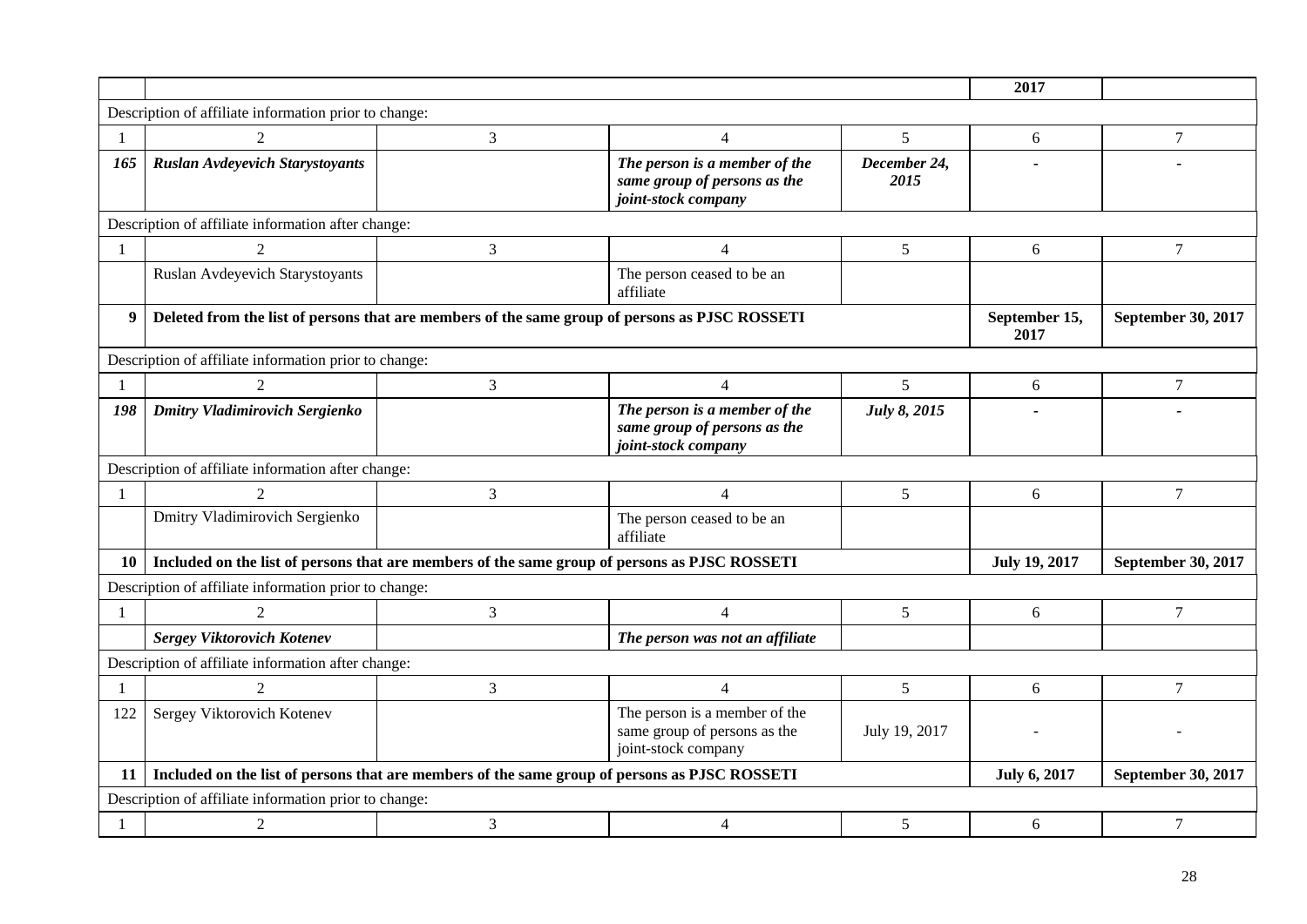| | | | | | 2017 | |
|---|---|---|---|---|---|---|
| Description of affiliate information prior to change: | | | | | | |
| 1 | 2 | 3 | 4 | 5 | 6 | 7 |
| ***165*** | ***Ruslan Avdeyevich Starystoyants*** | | ***The person is a member of the same group of persons as the joint-stock company*** | ***December 24, 2015*** | - | - |
| Description of affiliate information after change: | | | | | | |
| 1 | 2 | 3 | 4 | 5 | 6 | 7 |
| | Ruslan Avdeyevich Starystoyants | | The person ceased to be an affiliate | | | |
| **9** | **Deleted from the list of persons that are members of the same group of persons as PJSC ROSSETI** | | | | **September 15, 2017** | **September 30, 2017** |
| Description of affiliate information prior to change: | | | | | | |
| 1 | 2 | 3 | 4 | 5 | 6 | 7 |
| ***198*** | ***Dmitry Vladimirovich Sergienko*** | | ***The person is a member of the same group of persons as the joint-stock company*** | ***July 8, 2015*** | - | - |
| Description of affiliate information after change: | | | | | | |
| 1 | 2 | 3 | 4 | 5 | 6 | 7 |
| | Dmitry Vladimirovich Sergienko | | The person ceased to be an affiliate | | | |
| **10** | **Included on the list of persons that are members of the same group of persons as PJSC ROSSETI** | | | | **July 19, 2017** | **September 30, 2017** |
| Description of affiliate information prior to change: | | | | | | |
| 1 | 2 | 3 | 4 | 5 | 6 | 7 |
| | ***Sergey Viktorovich Kotenev*** | | ***The person was not an affiliate*** | | | |
| Description of affiliate information after change: | | | | | | |
| 1 | 2 | 3 | 4 | 5 | 6 | 7 |
| 122 | Sergey Viktorovich Kotenev | | The person is a member of the same group of persons as the joint-stock company | July 19, 2017 | - | - |
| **11** | **Included on the list of persons that are members of the same group of persons as PJSC ROSSETI** | | | | **July 6, 2017** | **September 30, 2017** |
| Description of affiliate information prior to change: | | | | | | |
| 1 | 2 | 3 | 4 | 5 | 6 | 7 |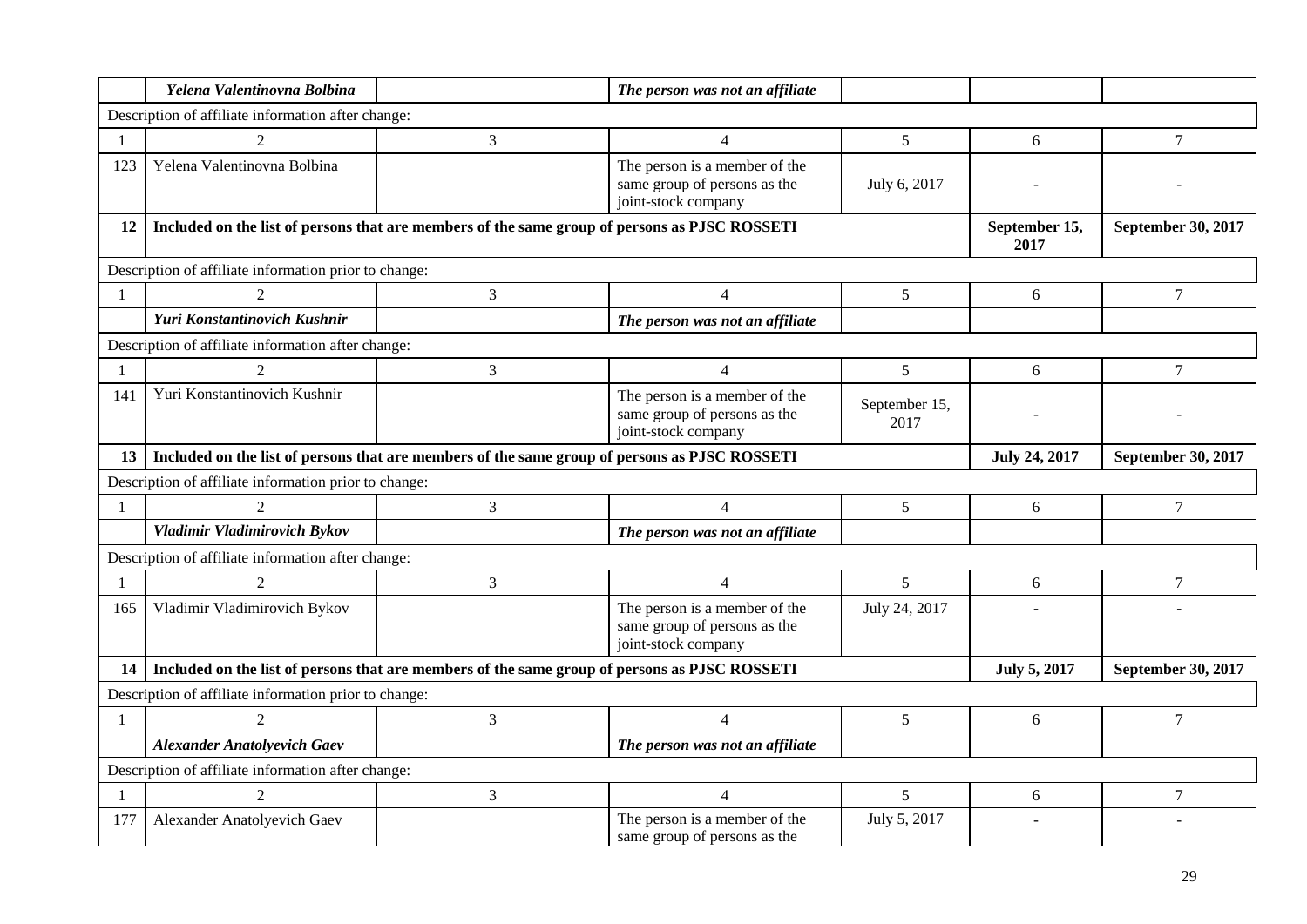| | | | | | | |
|---|---|---|---|---|---|---|
| | ***Yelena Valentinovna Bolbina*** | | ***The person was not an affiliate*** | | | |
| Description of affiliate information after change: | | | | | | |
| 1 | 2 | 3 | 4 | 5 | 6 | 7 |
| 123 | Yelena Valentinovna Bolbina | | The person is a member of the same group of persons as the joint-stock company | July 6, 2017 | - | - |
| **12** | **Included on the list of persons that are members of the same group of persons as PJSC ROSSETI** | | | | **September 15, 2017** | **September 30, 2017** |
| Description of affiliate information prior to change: | | | | | | |
| 1 | 2 | 3 | 4 | 5 | 6 | 7 |
| | ***Yuri Konstantinovich Kushnir*** | | ***The person was not an affiliate*** | | | |
| Description of affiliate information after change: | | | | | | |
| 1 | 2 | 3 | 4 | 5 | 6 | 7 |
| 141 | Yuri Konstantinovich Kushnir | | The person is a member of the same group of persons as the joint-stock company | September 15, 2017 | - | - |
| **13** | **Included on the list of persons that are members of the same group of persons as PJSC ROSSETI** | | | | **July 24, 2017** | **September 30, 2017** |
| Description of affiliate information prior to change: | | | | | | |
| 1 | 2 | 3 | 4 | 5 | 6 | 7 |
| | ***Vladimir Vladimirovich Bykov*** | | ***The person was not an affiliate*** | | | |
| Description of affiliate information after change: | | | | | | |
| 1 | 2 | 3 | 4 | 5 | 6 | 7 |
| 165 | Vladimir Vladimirovich Bykov | | The person is a member of the same group of persons as the joint-stock company | July 24, 2017 | - | - |
| **14** | **Included on the list of persons that are members of the same group of persons as PJSC ROSSETI** | | | | **July 5, 2017** | **September 30, 2017** |
| Description of affiliate information prior to change: | | | | | | |
| 1 | 2 | 3 | 4 | 5 | 6 | 7 |
| | ***Alexander Anatolyevich Gaev*** | | ***The person was not an affiliate*** | | | |
| Description of affiliate information after change: | | | | | | |
| 1 | 2 | 3 | 4 | 5 | 6 | 7 |
| 177 | Alexander Anatolyevich Gaev | | The person is a member of the same group of persons as the | July 5, 2017 | - | - |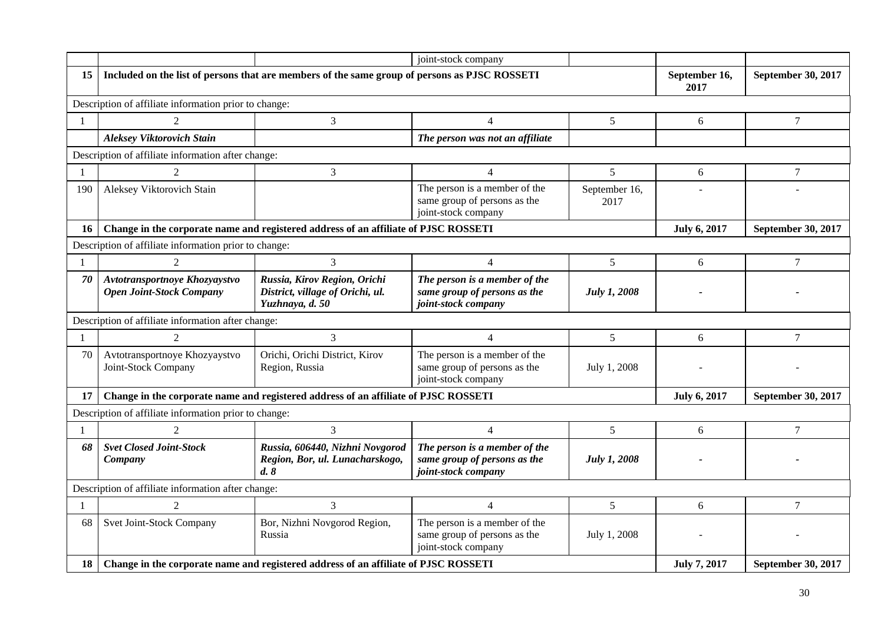| | | | joint-stock company | | | |
|---|---|---|---|---|---|---|
| **15** | **Included on the list of persons that are members of the same group of persons as PJSC ROSSETI** | | | | **September 16, 2017** | **September 30, 2017** |
| Description of affiliate information prior to change: | | | | | | |
| 1 | 2 | 3 | 4 | 5 | 6 | 7 |
| | ***Aleksey Viktorovich Stain*** | | ***The person was not an affiliate*** | | | |
| Description of affiliate information after change: | | | | | | |
| 1 | 2 | 3 | 4 | 5 | 6 | 7 |
| 190 | Aleksey Viktorovich Stain | | The person is a member of the same group of persons as the joint-stock company | September 16, 2017 | - | - |
| **16** | **Change in the corporate name and registered address of an affiliate of PJSC ROSSETI** | | | | **July 6, 2017** | **September 30, 2017** |
| Description of affiliate information prior to change: | | | | | | |
| 1 | 2 | 3 | 4 | 5 | 6 | 7 |
| ***70*** | ***Avtotransportnoye Khozyaystvo Open Joint-Stock Company*** | ***Russia, Kirov Region, Orichi District, village of Orichi, ul. Yuzhnaya, d. 50*** | ***The person is a member of the same group of persons as the joint-stock company*** | ***July 1, 2008*** | - | - |
| Description of affiliate information after change: | | | | | | |
| 1 | 2 | 3 | 4 | 5 | 6 | 7 |
| 70 | Avtotransportnoye Khozyaystvo Joint-Stock Company | Orichi, Orichi District, Kirov Region, Russia | The person is a member of the same group of persons as the joint-stock company | July 1, 2008 | - | - |
| **17** | **Change in the corporate name and registered address of an affiliate of PJSC ROSSETI** | | | | **July 6, 2017** | **September 30, 2017** |
| Description of affiliate information prior to change: | | | | | | |
| 1 | 2 | 3 | 4 | 5 | 6 | 7 |
| ***68*** | ***Svet Closed Joint-Stock Company*** | ***Russia, 606440, Nizhni Novgorod Region, Bor, ul. Lunacharskogo, d. 8*** | ***The person is a member of the same group of persons as the joint-stock company*** | ***July 1, 2008*** | - | - |
| Description of affiliate information after change: | | | | | | |
| 1 | 2 | 3 | 4 | 5 | 6 | 7 |
| 68 | Svet Joint-Stock Company | Bor, Nizhni Novgorod Region, Russia | The person is a member of the same group of persons as the joint-stock company | July 1, 2008 | - | - |
| **18** | **Change in the corporate name and registered address of an affiliate of PJSC ROSSETI** | | | | **July 7, 2017** | **September 30, 2017** |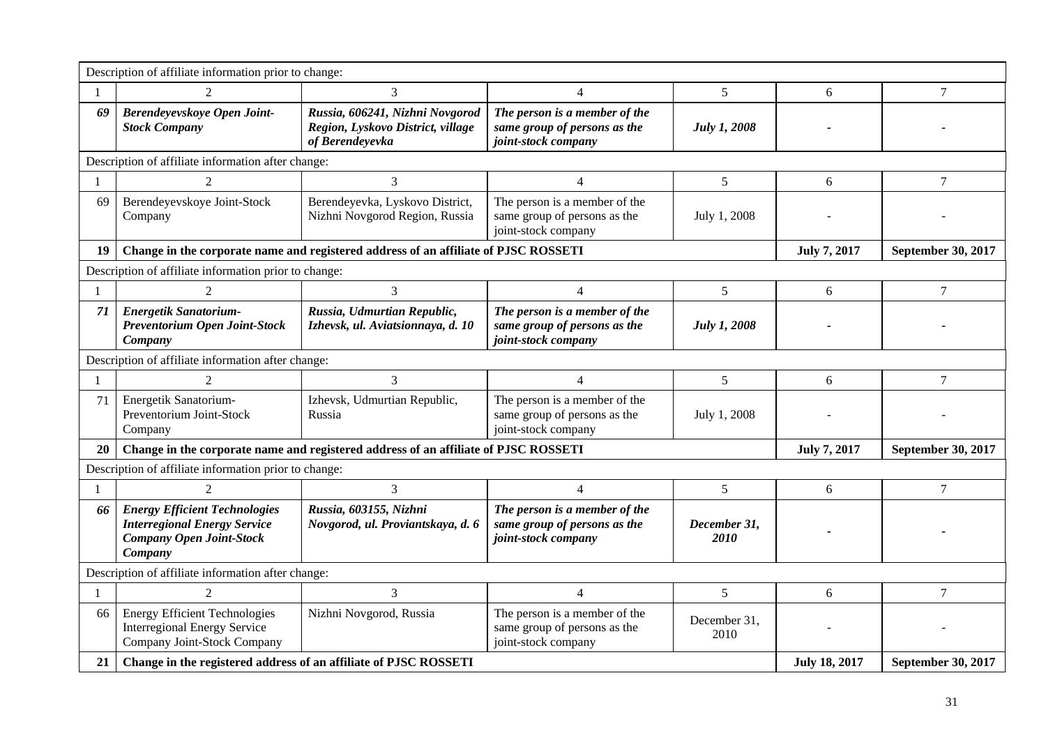| Description of affiliate information prior to change: | | | | | | |
|---|---|---|---|---|---|---|
| 1 | 2 | 3 | 4 | 5 | 6 | 7 |
| ***69*** | ***Berendeyevskoye Open Joint-Stock Company*** | ***Russia, 606241, Nizhni Novgorod Region, Lyskovo District, village of Berendeyevka*** | ***The person is a member of the same group of persons as the joint-stock company*** | ***July 1, 2008*** | **-** | **-** |
| Description of affiliate information after change: | | | | | | |
| 1 | 2 | 3 | 4 | 5 | 6 | 7 |
| 69 | Berendeyevskoye Joint-Stock Company | Berendeyevka, Lyskovo District, Nizhni Novgorod Region, Russia | The person is a member of the same group of persons as the joint-stock company | July 1, 2008 | - | - |
| **19** | **Change in the corporate name and registered address of an affiliate of PJSC ROSSETI** | | | | **July 7, 2017** | **September 30, 2017** |
| Description of affiliate information prior to change: | | | | | | |
| 1 | 2 | 3 | 4 | 5 | 6 | 7 |
| ***71*** | ***Energetik Sanatorium-Preventorium Open Joint-Stock Company*** | ***Russia, Udmurtian Republic, Izhevsk, ul. Aviatsionnaya, d. 10*** | ***The person is a member of the same group of persons as the joint-stock company*** | ***July 1, 2008*** | **-** | **-** |
| Description of affiliate information after change: | | | | | | |
| 1 | 2 | 3 | 4 | 5 | 6 | 7 |
| 71 | Energetik Sanatorium-Preventorium Joint-Stock Company | Izhevsk, Udmurtian Republic, Russia | The person is a member of the same group of persons as the joint-stock company | July 1, 2008 | - | - |
| **20** | **Change in the corporate name and registered address of an affiliate of PJSC ROSSETI** | | | | **July 7, 2017** | **September 30, 2017** |
| Description of affiliate information prior to change: | | | | | | |
| 1 | 2 | 3 | 4 | 5 | 6 | 7 |
| ***66*** | ***Energy Efficient Technologies Interregional Energy Service Company Open Joint-Stock Company*** | ***Russia, 603155, Nizhni Novgorod, ul. Proviantskaya, d. 6*** | ***The person is a member of the same group of persons as the joint-stock company*** | ***December 31, 2010*** | **-** | **-** |
| Description of affiliate information after change: | | | | | | |
| 1 | 2 | 3 | 4 | 5 | 6 | 7 |
| 66 | Energy Efficient Technologies Interregional Energy Service Company Joint-Stock Company | Nizhni Novgorod, Russia | The person is a member of the same group of persons as the joint-stock company | December 31, 2010 | - | - |
| **21** | **Change in the registered address of an affiliate of PJSC ROSSETI** | | | | **July 18, 2017** | **September 30, 2017** |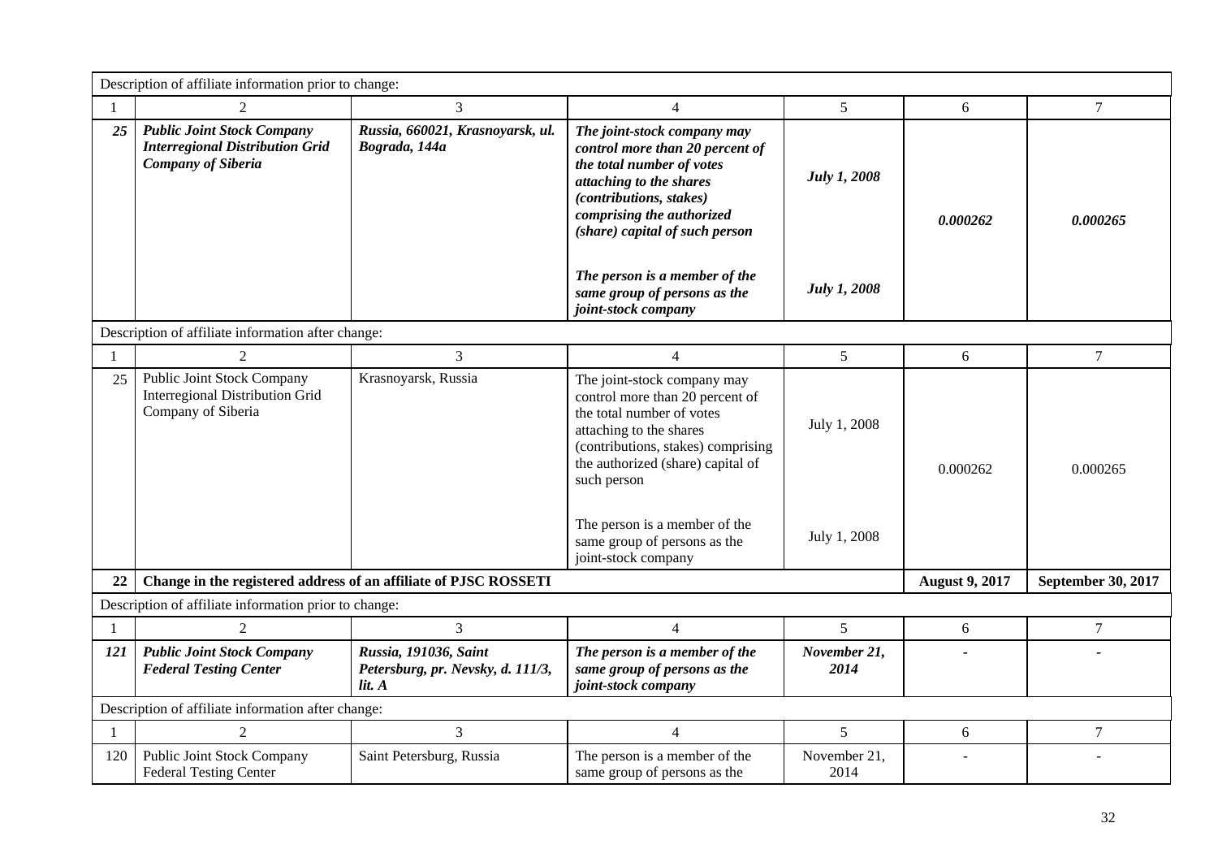| Description of affiliate information prior to change: | | | | | | |
|---|---|---|---|---|---|---|
| 1 | 2 | 3 | 4 | 5 | 6 | 7 |
| ***25*** | ***Public Joint Stock Company Interregional Distribution Grid Company of Siberia*** | ***Russia, 660021, Krasnoyarsk, ul. Bograda, 144a*** | ***The joint-stock company may control more than 20 percent of the total number of votes attaching to the shares (contributions, stakes) comprising the authorized (share) capital of such person*** <br><br> ***The person is a member of the same group of persons as the joint-stock company*** | ***July 1, 2008*** <br><br> ***July 1, 2008*** | ***0.000262*** | ***0.000265*** |
| Description of affiliate information after change: | | | | | | |
| 1 | 2 | 3 | 4 | 5 | 6 | 7 |
| 25 | Public Joint Stock Company Interregional Distribution Grid Company of Siberia | Krasnoyarsk, Russia | The joint-stock company may control more than 20 percent of the total number of votes attaching to the shares (contributions, stakes) comprising the authorized (share) capital of such person <br><br> The person is a member of the same group of persons as the joint-stock company | July 1, 2008 <br><br> July 1, 2008 | 0.000262 | 0.000265 |
| **22** | **Change in the registered address of an affiliate of PJSC ROSSETI** | | | | **August 9, 2017** | **September 30, 2017** |
| Description of affiliate information prior to change: | | | | | | |
| 1 | 2 | 3 | 4 | 5 | 6 | 7 |
| ***121*** | ***Public Joint Stock Company Federal Testing Center*** | ***Russia, 191036, Saint Petersburg, pr. Nevsky, d. 111/3, lit. A*** | ***The person is a member of the same group of persons as the joint-stock company*** | ***November 21, 2014*** | ***-*** | ***-*** |
| Description of affiliate information after change: | | | | | | |
| 1 | 2 | 3 | 4 | 5 | 6 | 7 |
| 120 | Public Joint Stock Company Federal Testing Center | Saint Petersburg, Russia | The person is a member of the same group of persons as the | November 21, 2014 | - | - |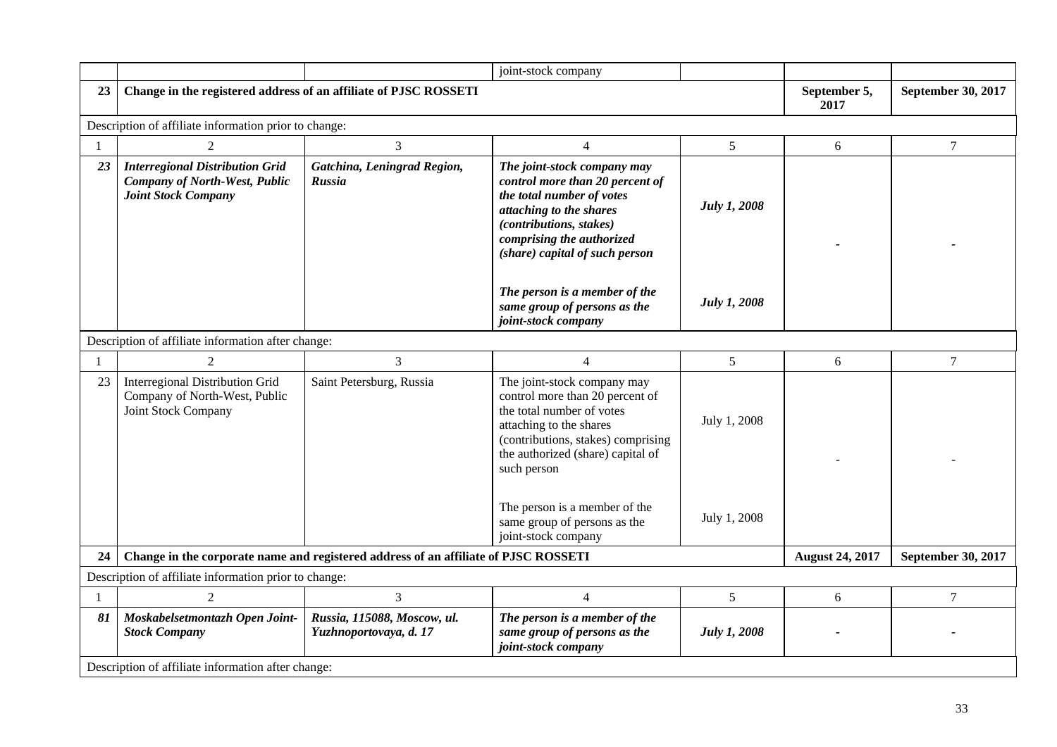| | | | joint-stock company | | | |
|---|---|---|---|---|---|---|
| **23** | **Change in the registered address of an affiliate of PJSC ROSSETI** | | | | **September 5, 2017** | **September 30, 2017** |
| Description of affiliate information prior to change: | | | | | | |
| 1 | 2 | 3 | 4 | 5 | 6 | 7 |
| ***23*** | ***Interregional Distribution Grid Company of North-West, Public Joint Stock Company*** | ***Gatchina, Leningrad Region, Russia*** | ***The joint-stock company may control more than 20 percent of the total number of votes attaching to the shares (contributions, stakes) comprising the authorized (share) capital of such person*** <br><br> ***The person is a member of the same group of persons as the joint-stock company*** | ***July 1, 2008*** <br><br> ***July 1, 2008*** | - | - |
| Description of affiliate information after change: | | | | | | |
| 1 | 2 | 3 | 4 | 5 | 6 | 7 |
| 23 | Interregional Distribution Grid Company of North-West, Public Joint Stock Company | Saint Petersburg, Russia | The joint-stock company may control more than 20 percent of the total number of votes attaching to the shares (contributions, stakes) comprising the authorized (share) capital of such person <br><br> The person is a member of the same group of persons as the joint-stock company | July 1, 2008 <br><br> July 1, 2008 | - | - |
| **24** | **Change in the corporate name and registered address of an affiliate of PJSC ROSSETI** | | | | **August 24, 2017** | **September 30, 2017** |
| Description of affiliate information prior to change: | | | | | | |
| 1 | 2 | 3 | 4 | 5 | 6 | 7 |
| ***81*** | ***Moskabelsetmontazh Open Joint-Stock Company*** | ***Russia, 115088, Moscow, ul. Yuzhnoportovaya, d. 17*** | ***The person is a member of the same group of persons as the joint-stock company*** | ***July 1, 2008*** | - | - |
| Description of affiliate information after change: | | | | | | |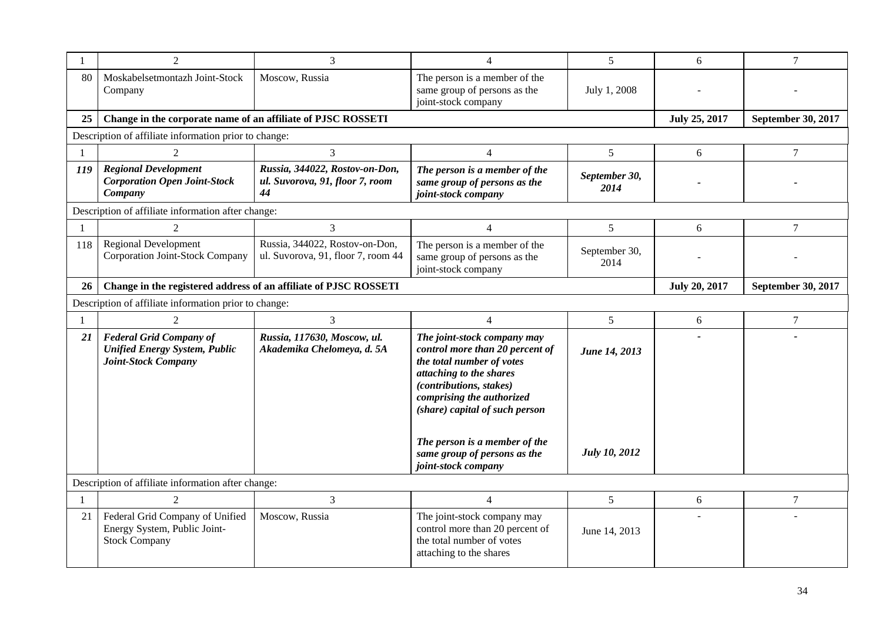| 1 | 2 | 3 | 4 | 5 | 6 | 7 |
|---|---|---|---|---|---|---|
| 80 | Moskabelsetmontazh Joint-Stock Company | Moscow, Russia | The person is a member of the same group of persons as the joint-stock company | July 1, 2008 | - | - |
| **25** | **Change in the corporate name of an affiliate of PJSC ROSSETI** | | | | **July 25, 2017** | **September 30, 2017** |
| Description of affiliate information prior to change: | | | | | | |
| 1 | 2 | 3 | 4 | 5 | 6 | 7 |
| ***119*** | ***Regional Development Corporation Open Joint-Stock Company*** | ***Russia, 344022, Rostov-on-Don, ul. Suvorova, 91, floor 7, room 44*** | ***The person is a member of the same group of persons as the joint-stock company*** | ***September 30, 2014*** | - | - |
| Description of affiliate information after change: | | | | | | |
| 1 | 2 | 3 | 4 | 5 | 6 | 7 |
| 118 | Regional Development Corporation Joint-Stock Company | Russia, 344022, Rostov-on-Don, ul. Suvorova, 91, floor 7, room 44 | The person is a member of the same group of persons as the joint-stock company | September 30, 2014 | - | - |
| **26** | **Change in the registered address of an affiliate of PJSC ROSSETI** | | | | **July 20, 2017** | **September 30, 2017** |
| Description of affiliate information prior to change: | | | | | | |
| 1 | 2 | 3 | 4 | 5 | 6 | 7 |
| ***21*** | ***Federal Grid Company of Unified Energy System, Public Joint-Stock Company*** | ***Russia, 117630, Moscow, ul. Akademika Chelomeya, d. 5A*** | ***The joint-stock company may control more than 20 percent of the total number of votes attaching to the shares (contributions, stakes) comprising the authorized (share) capital of such person***<br><br>***The person is a member of the same group of persons as the joint-stock company*** | ***June 14, 2013***<br><br>***July 10, 2012*** | - | - |
| Description of affiliate information after change: | | | | | | |
| 1 | 2 | 3 | 4 | 5 | 6 | 7 |
| 21 | Federal Grid Company of Unified Energy System, Public Joint-Stock Company | Moscow, Russia | The joint-stock company may control more than 20 percent of the total number of votes attaching to the shares | June 14, 2013 | - | - |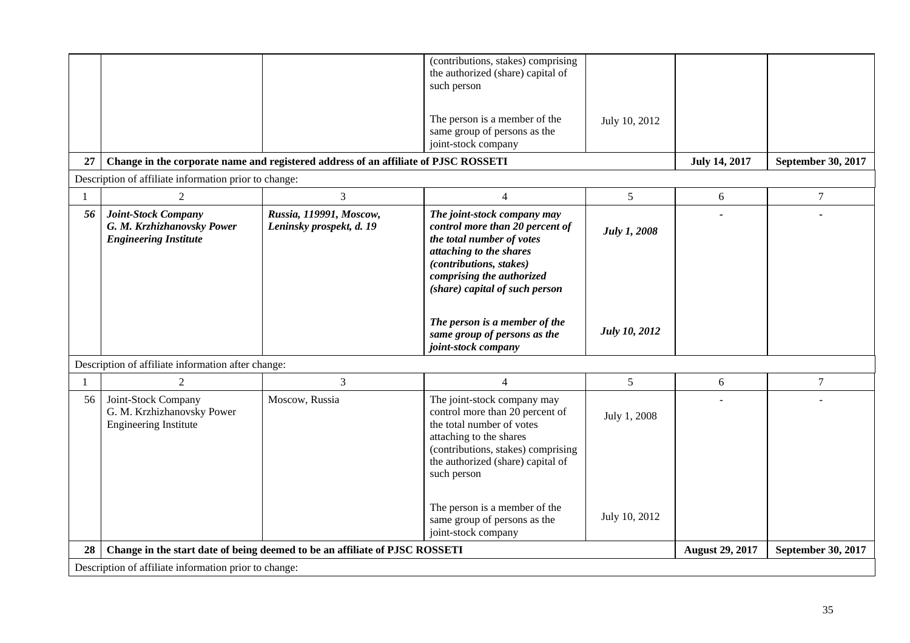| | | | | | | |
|---|---|---|---|---|---|---|
| | | | (contributions, stakes) comprising the authorized (share) capital of such person<br><br>The person is a member of the same group of persons as the joint-stock company | <br><br><br>July 10, 2012 | | |
| **27** | **Change in the corporate name and registered address of an affiliate of PJSC ROSSETI** | | | | **July 14, 2017** | **September 30, 2017** |
| Description of affiliate information prior to change: | | | | | | |
| 1 | 2 | 3 | 4 | 5 | 6 | 7 |
| ***56*** | ***Joint-Stock Company G. M. Krzhizhanovsky Power Engineering Institute*** | ***Russia, 119991, Moscow, Leninsky prospekt, d. 19*** | ***The joint-stock company may control more than 20 percent of the total number of votes attaching to the shares (contributions, stakes) comprising the authorized (share) capital of such person***<br><br>***The person is a member of the same group of persons as the joint-stock company*** | ***July 1, 2008***<br><br><br><br>***July 10, 2012*** | - | - |
| Description of affiliate information after change: | | | | | | |
| 1 | 2 | 3 | 4 | 5 | 6 | 7 |
| 56 | Joint-Stock Company G. M. Krzhizhanovsky Power Engineering Institute | Moscow, Russia | The joint-stock company may control more than 20 percent of the total number of votes attaching to the shares (contributions, stakes) comprising the authorized (share) capital of such person<br><br>The person is a member of the same group of persons as the joint-stock company | July 1, 2008<br><br><br><br>July 10, 2012 | - | - |
| **28** | **Change in the start date of being deemed to be an affiliate of PJSC ROSSETI** | | | | **August 29, 2017** | **September 30, 2017** |
| Description of affiliate information prior to change: | | | | | | |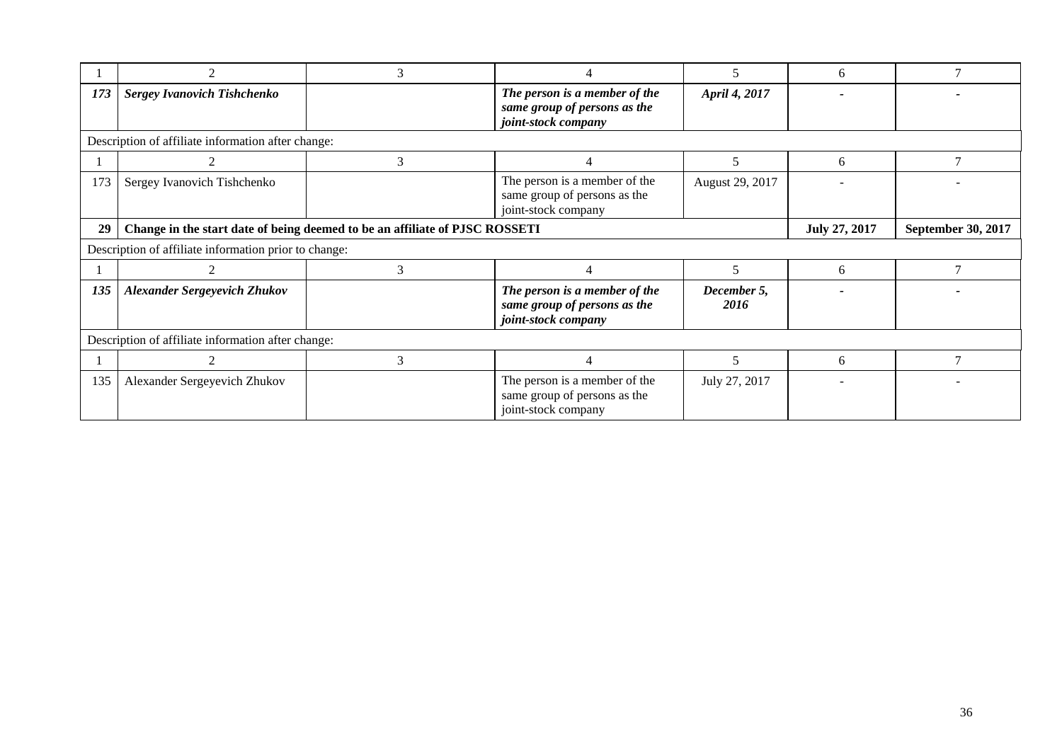| 1 | 2 | 3 | 4 | 5 | 6 | 7 |
|---|---|---|---|---|---|---|
| ***173*** | ***Sergey Ivanovich Tishchenko*** | | ***The person is a member of the same group of persons as the joint-stock company*** | ***April 4, 2017*** | **-** | **-** |
| Description of affiliate information after change: | | | | | | |
| 1 | 2 | 3 | 4 | 5 | 6 | 7 |
| 173 | Sergey Ivanovich Tishchenko | | The person is a member of the same group of persons as the joint-stock company | August 29, 2017 | - | - |
| **29** | **Change in the start date of being deemed to be an affiliate of PJSC ROSSETI** | | | | **July 27, 2017** | **September 30, 2017** |
| Description of affiliate information prior to change: | | | | | | |
| 1 | 2 | 3 | 4 | 5 | 6 | 7 |
| ***135*** | ***Alexander Sergeyevich Zhukov*** | | ***The person is a member of the same group of persons as the joint-stock company*** | ***December 5, 2016*** | **-** | **-** |
| Description of affiliate information after change: | | | | | | |
| 1 | 2 | 3 | 4 | 5 | 6 | 7 |
| 135 | Alexander Sergeyevich Zhukov | | The person is a member of the same group of persons as the joint-stock company | July 27, 2017 | - | - |